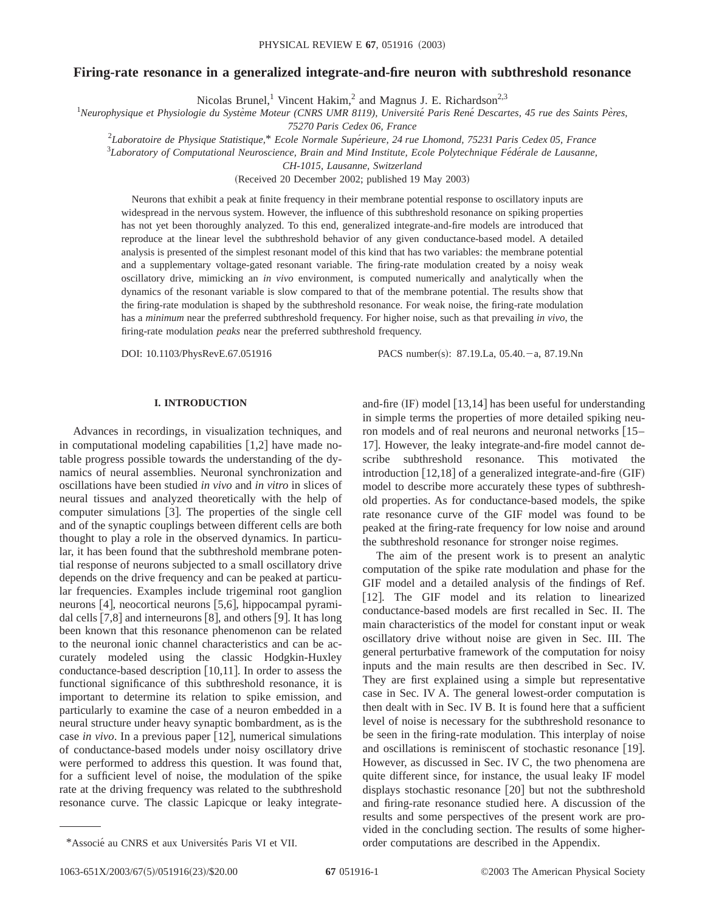# Firing-rate resonance in a generalized integrate-and-fire neuron with subthreshold resonance

Nicolas Brunel,[1] Vincent Hakim,[2] and Magnus J. E. Richardson[2,3]

[1] *Neurophysique et Physiologie du Système Moteur (CNRS UMR 8119), Université Paris René Descartes, 45 rue des Saints Pères, 75270 Paris Cedex 06, France*

[2] *Laboratoire de Physique Statistique,* Ecole Normale Supérieure, 24 rue Lhomond, 75231 Paris Cedex 05, France*

[3] *Laboratory of Computational Neuroscience, Brain and Mind Institute, Ecole Polytechnique Fédérale de Lausanne, CH-1015, Lausanne, Switzerland*

(Received 20 December 2002; published 19 May 2003)

Neurons that exhibit a peak at finite frequency in their membrane potential response to oscillatory inputs are widespread in the nervous system. However, the influence of this subthreshold resonance on spiking properties has not yet been thoroughly analyzed. To this end, generalized integrate-and-fire models are introduced that reproduce at the linear level the subthreshold behavior of any given conductance-based model. A detailed analysis is presented of the simplest resonant model of this kind that has two variables: the membrane potential and a supplementary voltage-gated resonant variable. The firing-rate modulation created by a noisy weak oscillatory drive, mimicking an *in vivo* environment, is computed numerically and analytically when the dynamics of the resonant variable is slow compared to that of the membrane potential. The results show that the firing-rate modulation is shaped by the subthreshold resonance. For weak noise, the firing-rate modulation has a *minimum* near the preferred subthreshold frequency. For higher noise, such as that prevailing *in vivo*, the firing-rate modulation *peaks* near the preferred subthreshold frequency.

DOI: 10.1103/PhysRevE.67.051916 PACS number(s): 87.19.La, 05.40.−a, 87.19.Nn

## I. INTRODUCTION

Advances in recordings, in visualization techniques, and in computational modeling capabilities [1,2] have made notable progress possible towards the understanding of the dynamics of neural assemblies. Neuronal synchronization and oscillations have been studied *in vivo* and *in vitro* in slices of neural tissues and analyzed theoretically with the help of computer simulations [3]. The properties of the single cell and of the synaptic couplings between different cells are both thought to play a role in the observed dynamics. In particular, it has been found that the subthreshold membrane potential response of neurons subjected to a small oscillatory drive depends on the drive frequency and can be peaked at particular frequencies. Examples include trigeminal root ganglion neurons [4], neocortical neurons [5,6], hippocampal pyramidal cells [7,8] and interneurons [8], and others [9]. It has long been known that this resonance phenomenon can be related to the neuronal ionic channel characteristics and can be accurately modeled using the classic Hodgkin-Huxley conductance-based description [10,11]. In order to assess the functional significance of this subthreshold resonance, it is important to determine its relation to spike emission, and particularly to examine the case of a neuron embedded in a neural structure under heavy synaptic bombardment, as is the case *in vivo*. In a previous paper [12], numerical simulations of conductance-based models under noisy oscillatory drive were performed to address this question. It was found that, for a sufficient level of noise, the modulation of the spike rate at the driving frequency was related to the subthreshold resonance curve. The classic Lapicque or leaky integrate-and-fire (IF) model [13,14] has been useful for understanding in simple terms the properties of more detailed spiking neuron models and of real neurons and neuronal networks [15–17]. However, the leaky integrate-and-fire model cannot describe subthreshold resonance. This motivated the introduction [12,18] of a generalized integrate-and-fire (GIF) model to describe more accurately these types of subthreshold properties. As for conductance-based models, the spike rate resonance curve of the GIF model was found to be peaked at the firing-rate frequency for low noise and around the subthreshold resonance for stronger noise regimes.

The aim of the present work is to present an analytic computation of the spike rate modulation and phase for the GIF model and a detailed analysis of the findings of Ref. [12]. The GIF model and its relation to linearized conductance-based models are first recalled in Sec. II. The main characteristics of the model for constant input or weak oscillatory drive without noise are given in Sec. III. The general perturbative framework of the computation for noisy inputs and the main results are then described in Sec. IV. They are first explained using a simple but representative case in Sec. IV A. The general lowest-order computation is then dealt with in Sec. IV B. It is found here that a sufficient level of noise is necessary for the subthreshold resonance to be seen in the firing-rate modulation. This interplay of noise and oscillations is reminiscent of stochastic resonance [19]. However, as discussed in Sec. IV C, the two phenomena are quite different since, for instance, the usual leaky IF model displays stochastic resonance [20] but not the subthreshold and firing-rate resonance studied here. A discussion of the results and some perspectives of the present work are provided in the concluding section. The results of some higher-order computations are described in the Appendix.

*Associé au CNRS et aux Universités Paris VI et VII.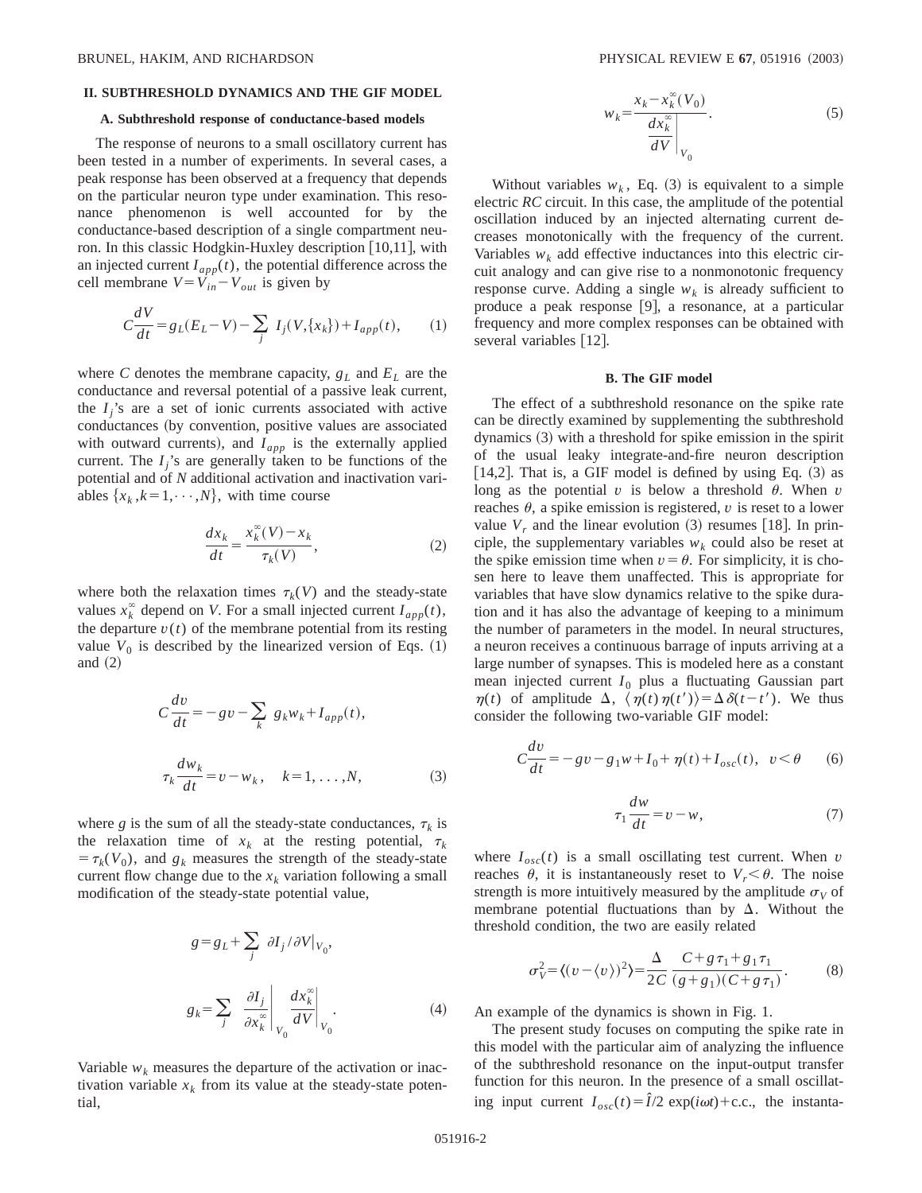## II. SUBTHRESHOLD DYNAMICS AND THE GIF MODEL

### A. Subthreshold response of conductance-based models

The response of neurons to a small oscillatory current has been tested in a number of experiments. In several cases, a peak response has been observed at a frequency that depends on the particular neuron type under examination. This resonance phenomenon is well accounted for by the conductance-based description of a single compartment neuron. In this classic Hodgkin-Huxley description [10,11], with an injected current $I_{app}(t)$, the potential difference across the cell membrane $V=V_{in}-V_{out}$ is given by

$$C\frac{dV}{dt}=g_L(E_L-V)-\sum_j I_j(V,\{x_k\})+I_{app}(t), \qquad (1)$$

where $C$ denotes the membrane capacity, $g_L$ and $E_L$ are the conductance and reversal potential of a passive leak current, the $I_j$'s are a set of ionic currents associated with active conductances (by convention, positive values are associated with outward currents), and $I_{app}$ is the externally applied current. The $I_j$'s are generally taken to be functions of the potential and of $N$ additional activation and inactivation variables $\{x_k, k=1,\cdots,N\}$, with time course

$$\frac{dx_k}{dt}=\frac{x_k^\infty(V)-x_k}{\tau_k(V)}, \qquad (2)$$

where both the relaxation times $\tau_k(V)$ and the steady-state values $x_k^\infty$ depend on $V$. For a small injected current $I_{app}(t)$, the departure $v(t)$ of the membrane potential from its resting value $V_0$ is described by the linearized version of Eqs. (1) and (2)

$$C\frac{dv}{dt}=-gv-\sum_k g_k w_k+I_{app}(t),$$

$$\tau_k\frac{dw_k}{dt}=v-w_k, \quad k=1,\ldots,N, \qquad (3)$$

where $g$ is the sum of all the steady-state conductances, $\tau_k$ is the relaxation time of $x_k$ at the resting potential, $\tau_k=\tau_k(V_0)$, and $g_k$ measures the strength of the steady-state current flow change due to the $x_k$ variation following a small modification of the steady-state potential value,

$$g=g_L+\sum_j \partial I_j/\partial V|_{V_0},$$

$$g_k=\sum_j \left.\frac{\partial I_j}{\partial x_k^\infty}\right|_{V_0}\left.\frac{dx_k^\infty}{dV}\right|_{V_0}. \qquad (4)$$

Variable $w_k$ measures the departure of the activation or inactivation variable $x_k$ from its value at the steady-state potential,

$$w_k=\frac{x_k-x_k^\infty(V_0)}{\left.\frac{dx_k^\infty}{dV}\right|_{V_0}}. \qquad (5)$$

Without variables $w_k$, Eq. (3) is equivalent to a simple electric *RC* circuit. In this case, the amplitude of the potential oscillation induced by an injected alternating current decreases monotonically with the frequency of the current. Variables $w_k$ add effective inductances into this electric circuit analogy and can give rise to a nonmonotonic frequency response curve. Adding a single $w_k$ is already sufficient to produce a peak response [9], a resonance, at a particular frequency and more complex responses can be obtained with several variables [12].

### B. The GIF model

The effect of a subthreshold resonance on the spike rate can be directly examined by supplementing the subthreshold dynamics (3) with a threshold for spike emission in the spirit of the usual leaky integrate-and-fire neuron description [14,2]. That is, a GIF model is defined by using Eq. (3) as long as the potential $v$ is below a threshold $\theta$. When $v$ reaches $\theta$, a spike emission is registered, $v$ is reset to a lower value $V_r$ and the linear evolution (3) resumes [18]. In principle, the supplementary variables $w_k$ could also be reset at the spike emission time when $v=\theta$. For simplicity, it is chosen here to leave them unaffected. This is appropriate for variables that have slow dynamics relative to the spike duration and it has also the advantage of keeping to a minimum the number of parameters in the model. In neural structures, a neuron receives a continuous barrage of inputs arriving at a large number of synapses. This is modeled here as a constant mean injected current $I_0$ plus a fluctuating Gaussian part $\eta(t)$ of amplitude $\Delta$, $\langle \eta(t)\eta(t')\rangle=\Delta\delta(t-t')$. We thus consider the following two-variable GIF model:

$$C\frac{dv}{dt}=-gv-g_1w+I_0+\eta(t)+I_{osc}(t), \quad v<\theta \qquad (6)$$

$$\tau_1\frac{dw}{dt}=v-w, \qquad (7)$$

where $I_{osc}(t)$ is a small oscillating test current. When $v$ reaches $\theta$, it is instantaneously reset to $V_r<\theta$. The noise strength is more intuitively measured by the amplitude $\sigma_V$ of membrane potential fluctuations than by $\Delta$. Without the threshold condition, the two are easily related

$$\sigma_V^2=\langle(v-\langle v\rangle)^2\rangle=\frac{\Delta}{2C}\frac{C+g\tau_1+g_1\tau_1}{(g+g_1)(C+g\tau_1)}. \qquad (8)$$

An example of the dynamics is shown in Fig. 1.

The present study focuses on computing the spike rate in this model with the particular aim of analyzing the influence of the subthreshold resonance on the input-output transfer function for this neuron. In the presence of a small oscillating input current $I_{osc}(t)=\hat{I}/2\exp(i\omega t)+$c.c., the instanta-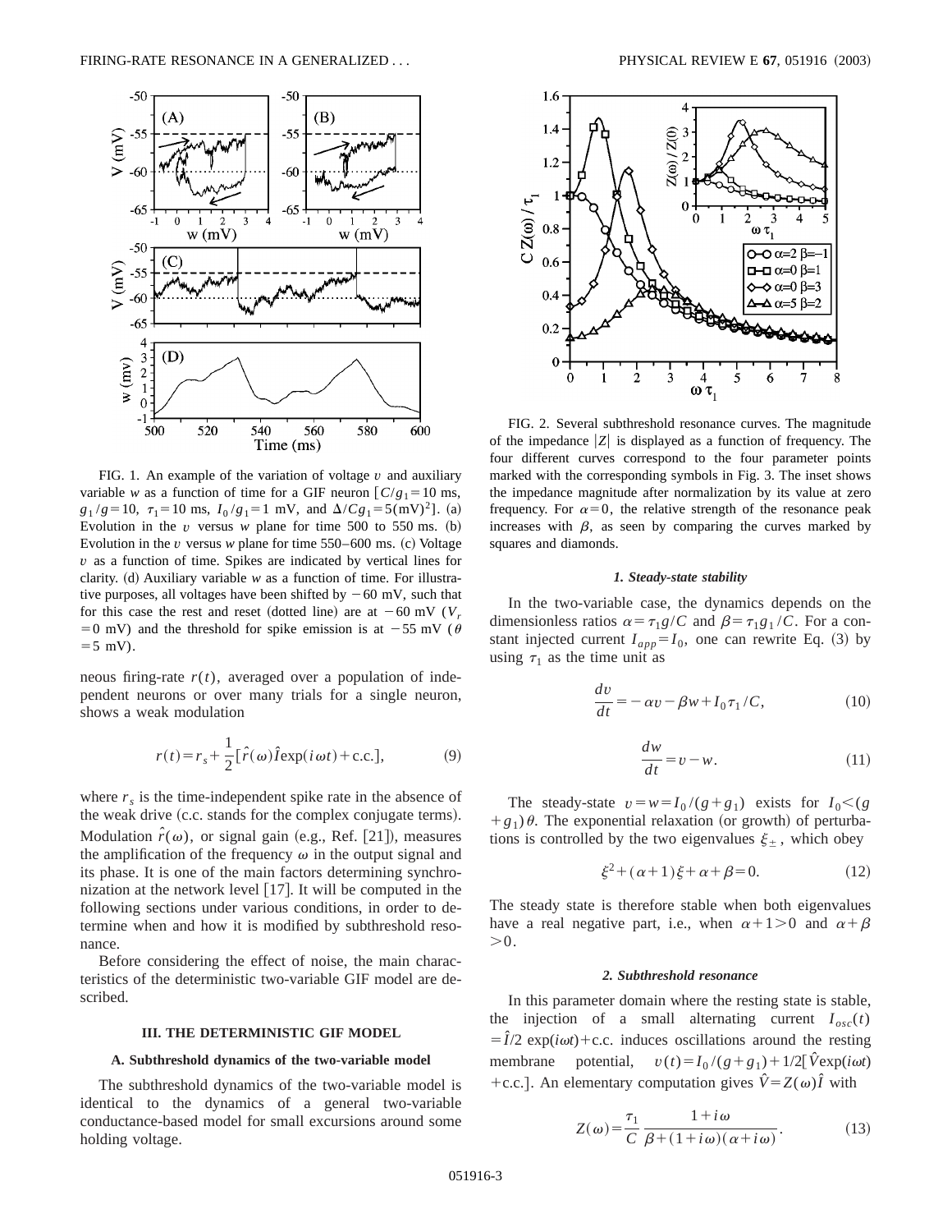FIG. 1. An example of the variation of voltage $v$ and auxiliary variable $w$ as a function of time for a GIF neuron [$C/g_1 = 10$ ms, $g_1/g = 10$, $\tau_1 = 10$ ms, $I_0/g_1 = 1$ mV, and $\Delta/Cg_1 = 5(\mathrm{mV})^2$]. (a) Evolution in the $v$ versus $w$ plane for time 500 to 550 ms. (b) Evolution in the $v$ versus $w$ plane for time 550–600 ms. (c) Voltage $v$ as a function of time. Spikes are indicated by vertical lines for clarity. (d) Auxiliary variable $w$ as a function of time. For illustrative purposes, all voltages have been shifted by $-60$ mV, such that for this case the rest and reset (dotted line) are at $-60$ mV ($V_r = 0$ mV) and the threshold for spike emission is at $-55$ mV ($\theta = 5$ mV).

neous firing-rate $r(t)$, averaged over a population of independent neurons or over many trials for a single neuron, shows a weak modulation

$$r(t) = r_s + \frac{1}{2}[\hat{r}(\omega)\hat{I}\exp(i\omega t) + \text{c.c.}], \tag{9}$$

where $r_s$ is the time-independent spike rate in the absence of the weak drive (c.c. stands for the complex conjugate terms). Modulation $\hat{r}(\omega)$, or signal gain (e.g., Ref. [21]), measures the amplification of the frequency $\omega$ in the output signal and its phase. It is one of the main factors determining synchronization at the network level [17]. It will be computed in the following sections under various conditions, in order to determine when and how it is modified by subthreshold resonance.

Before considering the effect of noise, the main characteristics of the deterministic two-variable GIF model are described.

## III. THE DETERMINISTIC GIF MODEL

### A. Subthreshold dynamics of the two-variable model

The subthreshold dynamics of the two-variable model is identical to the dynamics of a general two-variable conductance-based model for small excursions around some holding voltage.

FIG. 2. Several subthreshold resonance curves. The magnitude of the impedance $|Z|$ is displayed as a function of frequency. The four different curves correspond to the four parameter points marked with the corresponding symbols in Fig. 3. The inset shows the impedance magnitude after normalization by its value at zero frequency. For $\alpha = 0$, the relative strength of the resonance peak increases with $\beta$, as seen by comparing the curves marked by squares and diamonds.

#### *1. Steady-state stability*

In the two-variable case, the dynamics depends on the dimensionless ratios $\alpha = \tau_1 g/C$ and $\beta = \tau_1 g_1/C$. For a constant injected current $I_{app} = I_0$, one can rewrite Eq. (3) by using $\tau_1$ as the time unit as

$$\frac{dv}{dt} = -\alpha v - \beta w + I_0\tau_1/C, \tag{10}$$

$$\frac{dw}{dt} = v - w. \tag{11}$$

The steady-state $v = w = I_0/(g + g_1)$ exists for $I_0 < (g + g_1)\theta$. The exponential relaxation (or growth) of perturbations is controlled by the two eigenvalues $\xi_\pm$, which obey

$$\xi^2 + (\alpha + 1)\xi + \alpha + \beta = 0. \tag{12}$$

The steady state is therefore stable when both eigenvalues have a real negative part, i.e., when $\alpha + 1 > 0$ and $\alpha + \beta > 0$.

#### *2. Subthreshold resonance*

In this parameter domain where the resting state is stable, the injection of a small alternating current $I_{osc}(t) = \hat{I}/2\,\exp(i\omega t) + \text{c.c.}$ induces oscillations around the resting membrane potential, $v(t) = I_0/(g + g_1) + 1/2[\hat{V}\exp(i\omega t) + \text{c.c.}]$. An elementary computation gives $\hat{V} = Z(\omega)\hat{I}$ with

$$Z(\omega) = \frac{\tau_1}{C}\,\frac{1 + i\omega}{\beta + (1 + i\omega)(\alpha + i\omega)}. \tag{13}$$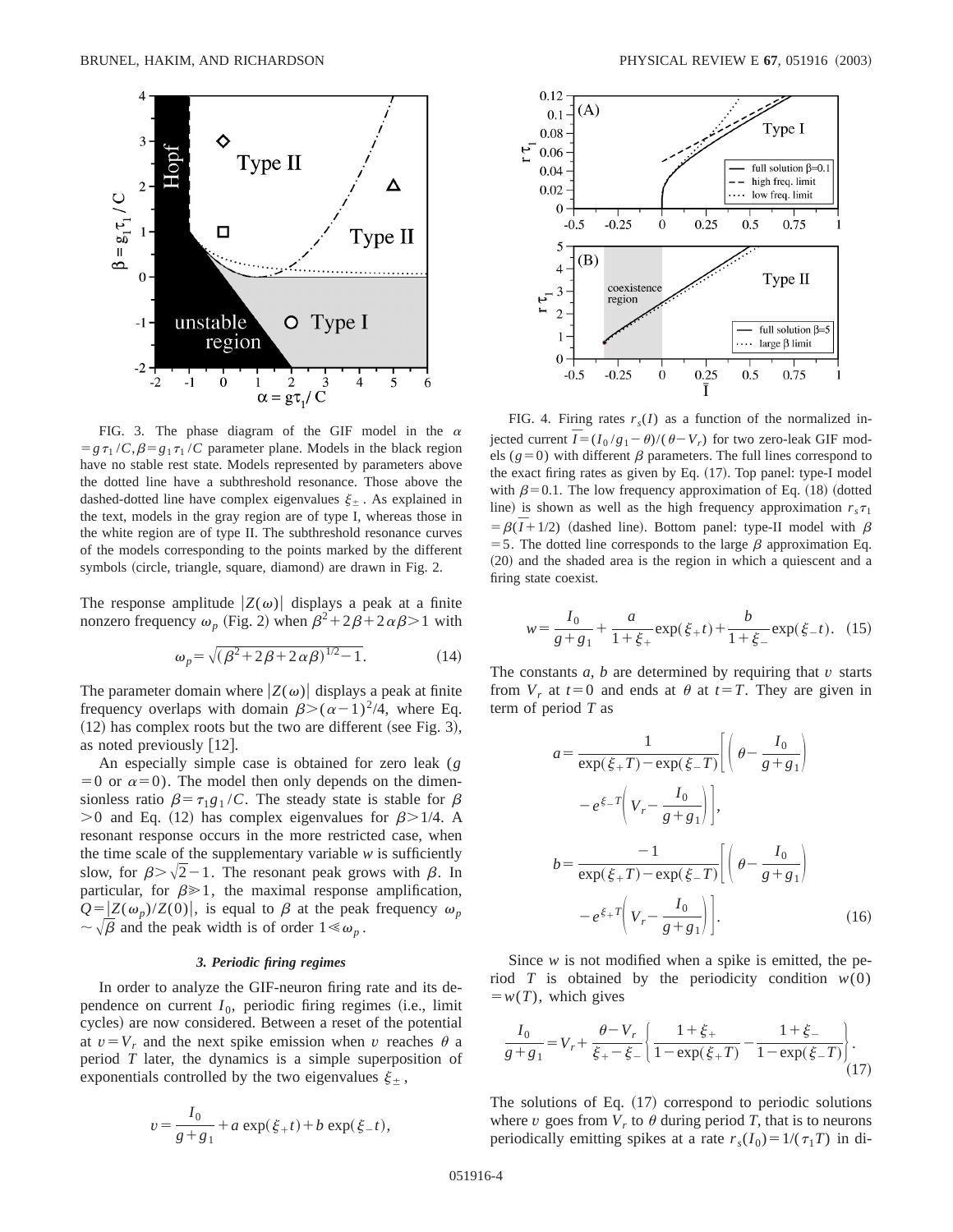FIG. 3. The phase diagram of the GIF model in the $\alpha = g\tau_1/C, \beta = g_1\tau_1/C$ parameter plane. Models in the black region have no stable rest state. Models represented by parameters above the dotted line have a subthreshold resonance. Those above the dashed-dotted line have complex eigenvalues $\xi_\pm$. As explained in the text, models in the gray region are of type I, whereas those in the white region are of type II. The subthreshold resonance curves of the models corresponding to the points marked by the different symbols (circle, triangle, square, diamond) are drawn in Fig. 2.

The response amplitude $|Z(\omega)|$ displays a peak at a finite nonzero frequency $\omega_p$ (Fig. 2) when $\beta^2+2\beta+2\alpha\beta>1$ with

$$\omega_p = \sqrt{(\beta^2+2\beta+2\alpha\beta)^{1/2}-1}. \tag{14}$$

The parameter domain where $|Z(\omega)|$ displays a peak at finite frequency overlaps with domain $\beta > (\alpha-1)^2/4$, where Eq. (12) has complex roots but the two are different (see Fig. 3), as noted previously [12].

An especially simple case is obtained for zero leak ($g=0$ or $\alpha=0$). The model then only depends on the dimensionless ratio $\beta = \tau_1 g_1/C$. The steady state is stable for $\beta > 0$ and Eq. (12) has complex eigenvalues for $\beta > 1/4$. A resonant response occurs in the more restricted case, when the time scale of the supplementary variable $w$ is sufficiently slow, for $\beta > \sqrt{2}-1$. The resonant peak grows with $\beta$. In particular, for $\beta \gg 1$, the maximal response amplification, $Q = |Z(\omega_p)/Z(0)|$, is equal to $\beta$ at the peak frequency $\omega_p \sim \sqrt{\beta}$ and the peak width is of order $1 \ll \omega_p$.

### 3. Periodic firing regimes

In order to analyze the GIF-neuron firing rate and its dependence on current $I_0$, periodic firing regimes (i.e., limit cycles) are now considered. Between a reset of the potential at $v = V_r$ and the next spike emission when $v$ reaches $\theta$ a period $T$ later, the dynamics is a simple superposition of exponentials controlled by the two eigenvalues $\xi_\pm$,

$$v = \frac{I_0}{g+g_1} + a\exp(\xi_+ t) + b\exp(\xi_- t),$$

FIG. 4. Firing rates $r_s(I)$ as a function of the normalized injected current $\bar{I} = (I_0/g_1 - \theta)/(\theta - V_r)$ for two zero-leak GIF models ($g=0$) with different $\beta$ parameters. The full lines correspond to the exact firing rates as given by Eq. (17). Top panel: type-I model with $\beta = 0.1$. The low frequency approximation of Eq. (18) (dotted line) is shown as well as the high frequency approximation $r_s\tau_1 = \beta(\bar{I}+1/2)$ (dashed line). Bottom panel: type-II model with $\beta = 5$. The dotted line corresponds to the large $\beta$ approximation Eq. (20) and the shaded area is the region in which a quiescent and a firing state coexist.

$$w = \frac{I_0}{g+g_1} + \frac{a}{1+\xi_+}\exp(\xi_+ t) + \frac{b}{1+\xi_-}\exp(\xi_- t). \tag{15}$$

The constants $a$, $b$ are determined by requiring that $v$ starts from $V_r$ at $t=0$ and ends at $\theta$ at $t=T$. They are given in term of period $T$ as

$$a = \frac{1}{\exp(\xi_+ T) - \exp(\xi_- T)}\left[\left(\theta - \frac{I_0}{g+g_1}\right) - e^{\xi_- T}\left(V_r - \frac{I_0}{g+g_1}\right)\right],$$

$$b = \frac{-1}{\exp(\xi_+ T) - \exp(\xi_- T)}\left[\left(\theta - \frac{I_0}{g+g_1}\right) - e^{\xi_+ T}\left(V_r - \frac{I_0}{g+g_1}\right)\right]. \tag{16}$$

Since $w$ is not modified when a spike is emitted, the period $T$ is obtained by the periodicity condition $w(0) = w(T)$, which gives

$$\frac{I_0}{g+g_1} = V_r + \frac{\theta - V_r}{\xi_+ - \xi_-}\left\{\frac{1+\xi_+}{1-\exp(\xi_+ T)} - \frac{1+\xi_-}{1-\exp(\xi_- T)}\right\}. \tag{17}$$

The solutions of Eq. (17) correspond to periodic solutions where $v$ goes from $V_r$ to $\theta$ during period $T$, that is to neurons periodically emitting spikes at a rate $r_s(I_0) = 1/(\tau_1 T)$ in di-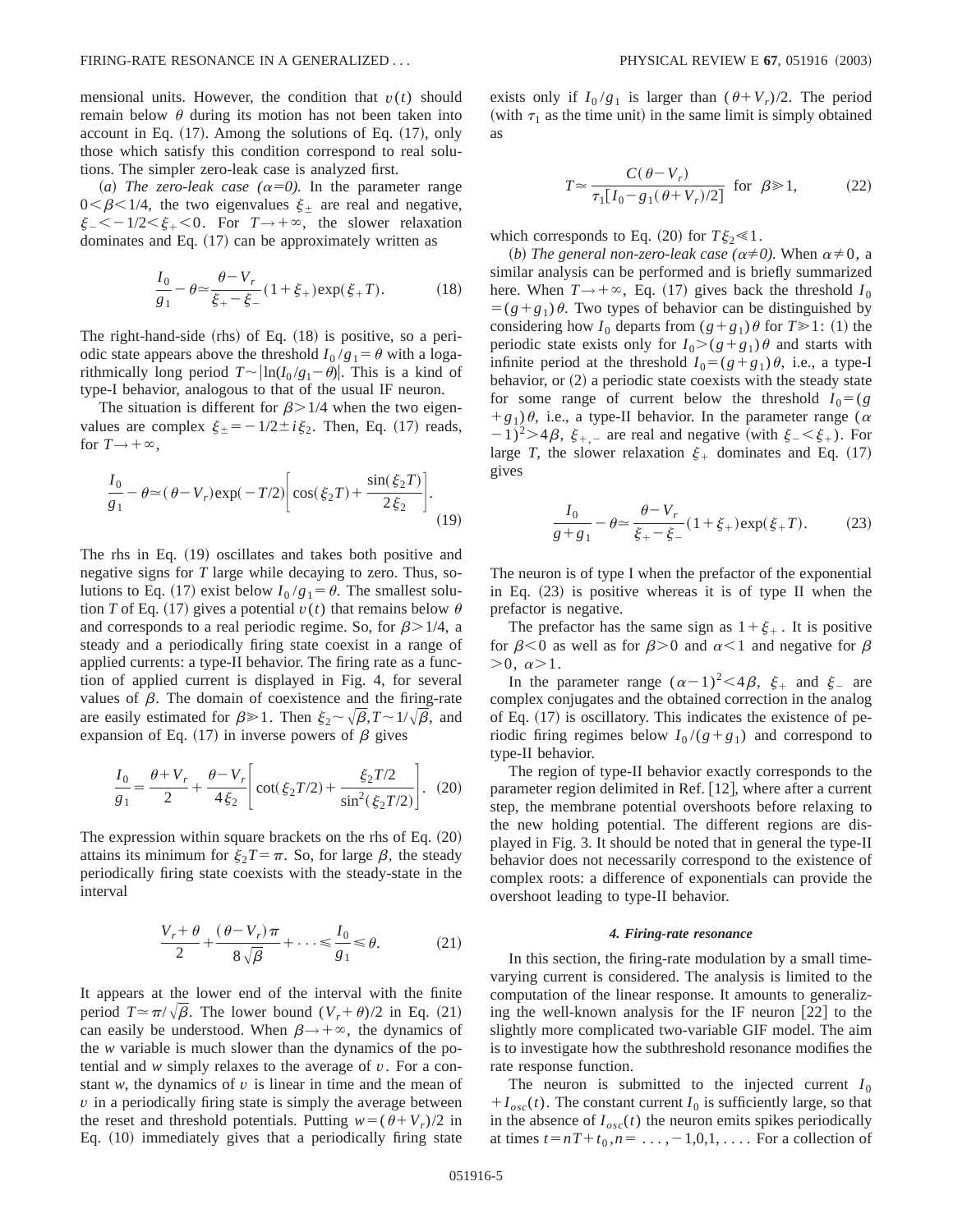mensional units. However, the condition that $v(t)$ should remain below $\theta$ during its motion has not been taken into account in Eq. (17). Among the solutions of Eq. (17), only those which satisfy this condition correspond to real solutions. The simpler zero-leak case is analyzed first.

(*a*) *The zero-leak case ($\alpha$=0).* In the parameter range $0<\beta<1/4$, the two eigenvalues $\xi_\pm$ are real and negative, $\xi_- < -1/2 < \xi_+ < 0$. For $T\to+\infty$, the slower relaxation dominates and Eq. (17) can be approximately written as

$$\frac{I_0}{g_1} - \theta \simeq \frac{\theta - V_r}{\xi_+ - \xi_-}(1+\xi_+)\exp(\xi_+ T). \tag{18}$$

The right-hand-side (rhs) of Eq. (18) is positive, so a periodic state appears above the threshold $I_0/g_1=\theta$ with a logarithmically long period $T\sim|\ln(I_0/g_1-\theta)|$. This is a kind of type-I behavior, analogous to that of the usual IF neuron.

The situation is different for $\beta>1/4$ when the two eigenvalues are complex $\xi_\pm = -1/2 \pm i\xi_2$. Then, Eq. (17) reads, for $T\to+\infty$,

$$\frac{I_0}{g_1} - \theta \simeq (\theta - V_r)\exp(-T/2)\left[\cos(\xi_2 T) + \frac{\sin(\xi_2 T)}{2\xi_2}\right]. \tag{19}$$

The rhs in Eq. (19) oscillates and takes both positive and negative signs for $T$ large while decaying to zero. Thus, solutions to Eq. (17) exist below $I_0/g_1=\theta$. The smallest solution $T$ of Eq. (17) gives a potential $v(t)$ that remains below $\theta$ and corresponds to a real periodic regime. So, for $\beta>1/4$, a steady and a periodically firing state coexist in a range of applied currents: a type-II behavior. The firing rate as a function of applied current is displayed in Fig. 4, for several values of $\beta$. The domain of coexistence and the firing-rate are easily estimated for $\beta\gg 1$. Then $\xi_2\sim\sqrt{\beta}, T\sim 1/\sqrt{\beta}$, and expansion of Eq. (17) in inverse powers of $\beta$ gives

$$\frac{I_0}{g_1} = \frac{\theta+V_r}{2} + \frac{\theta-V_r}{4\xi_2}\left[\cot(\xi_2 T/2) + \frac{\xi_2 T/2}{\sin^2(\xi_2 T/2)}\right]. \tag{20}$$

The expression within square brackets on the rhs of Eq. (20) attains its minimum for $\xi_2 T=\pi$. So, for large $\beta$, the steady periodically firing state coexists with the steady-state in the interval

$$\frac{V_r+\theta}{2} + \frac{(\theta-V_r)\pi}{8\sqrt{\beta}} + \cdots \leqslant \frac{I_0}{g_1} \leqslant \theta. \tag{21}$$

It appears at the lower end of the interval with the finite period $T\simeq\pi/\sqrt{\beta}$. The lower bound $(V_r+\theta)/2$ in Eq. (21) can easily be understood. When $\beta\to+\infty$, the dynamics of the $w$ variable is much slower than the dynamics of the potential and $w$ simply relaxes to the average of $v$. For a constant $w$, the dynamics of $v$ is linear in time and the mean of $v$ in a periodically firing state is simply the average between the reset and threshold potentials. Putting $w=(\theta+V_r)/2$ in Eq. (10) immediately gives that a periodically firing state exists only if $I_0/g_1$ is larger than $(\theta+V_r)/2$. The period (with $\tau_1$ as the time unit) in the same limit is simply obtained as

$$T \simeq \frac{C(\theta-V_r)}{\tau_1[I_0 - g_1(\theta+V_r)/2]} \quad \text{for} \quad \beta\gg 1, \tag{22}$$

which corresponds to Eq. (20) for $T\xi_2 \ll 1$.

(*b*) *The general non-zero-leak case ($\alpha\neq 0$).* When $\alpha\neq 0$, a similar analysis can be performed and is briefly summarized here. When $T\to+\infty$, Eq. (17) gives back the threshold $I_0=(g+g_1)\theta$. Two types of behavior can be distinguished by considering how $I_0$ departs from $(g+g_1)\theta$ for $T\gg 1$: (1) the periodic state exists only for $I_0>(g+g_1)\theta$ and starts with infinite period at the threshold $I_0=(g+g_1)\theta$, i.e., a type-I behavior, or (2) a periodic state coexists with the steady state for some range of current below the threshold $I_0=(g+g_1)\theta$, i.e., a type-II behavior. In the parameter range $(\alpha-1)^2>4\beta$, $\xi_{+,-}$ are real and negative (with $\xi_-<\xi_+$). For large $T$, the slower relaxation $\xi_+$ dominates and Eq. (17) gives

$$\frac{I_0}{g+g_1} - \theta \simeq \frac{\theta-V_r}{\xi_+ - \xi_-}(1+\xi_+)\exp(\xi_+ T). \tag{23}$$

The neuron is of type I when the prefactor of the exponential in Eq. (23) is positive whereas it is of type II when the prefactor is negative.

The prefactor has the same sign as $1+\xi_+$. It is positive for $\beta<0$ as well as for $\beta>0$ and $\alpha<1$ and negative for $\beta>0$, $\alpha>1$.

In the parameter range $(\alpha-1)^2<4\beta$, $\xi_+$ and $\xi_-$ are complex conjugates and the obtained correction in the analog of Eq. (17) is oscillatory. This indicates the existence of periodic firing regimes below $I_0/(g+g_1)$ and correspond to type-II behavior.

The region of type-II behavior exactly corresponds to the parameter region delimited in Ref. [12], where after a current step, the membrane potential overshoots before relaxing to the new holding potential. The different regions are displayed in Fig. 3. It should be noted that in general the type-II behavior does not necessarily correspond to the existence of complex roots: a difference of exponentials can provide the overshoot leading to type-II behavior.

#### *4. Firing-rate resonance*

In this section, the firing-rate modulation by a small time-varying current is considered. The analysis is limited to the computation of the linear response. It amounts to generalizing the well-known analysis for the IF neuron [22] to the slightly more complicated two-variable GIF model. The aim is to investigate how the subthreshold resonance modifies the rate response function.

The neuron is submitted to the injected current $I_0+I_{osc}(t)$. The constant current $I_0$ is sufficiently large, so that in the absence of $I_{osc}(t)$ the neuron emits spikes periodically at times $t=nT+t_0, n=\ldots,-1,0,1,\ldots$. For a collection of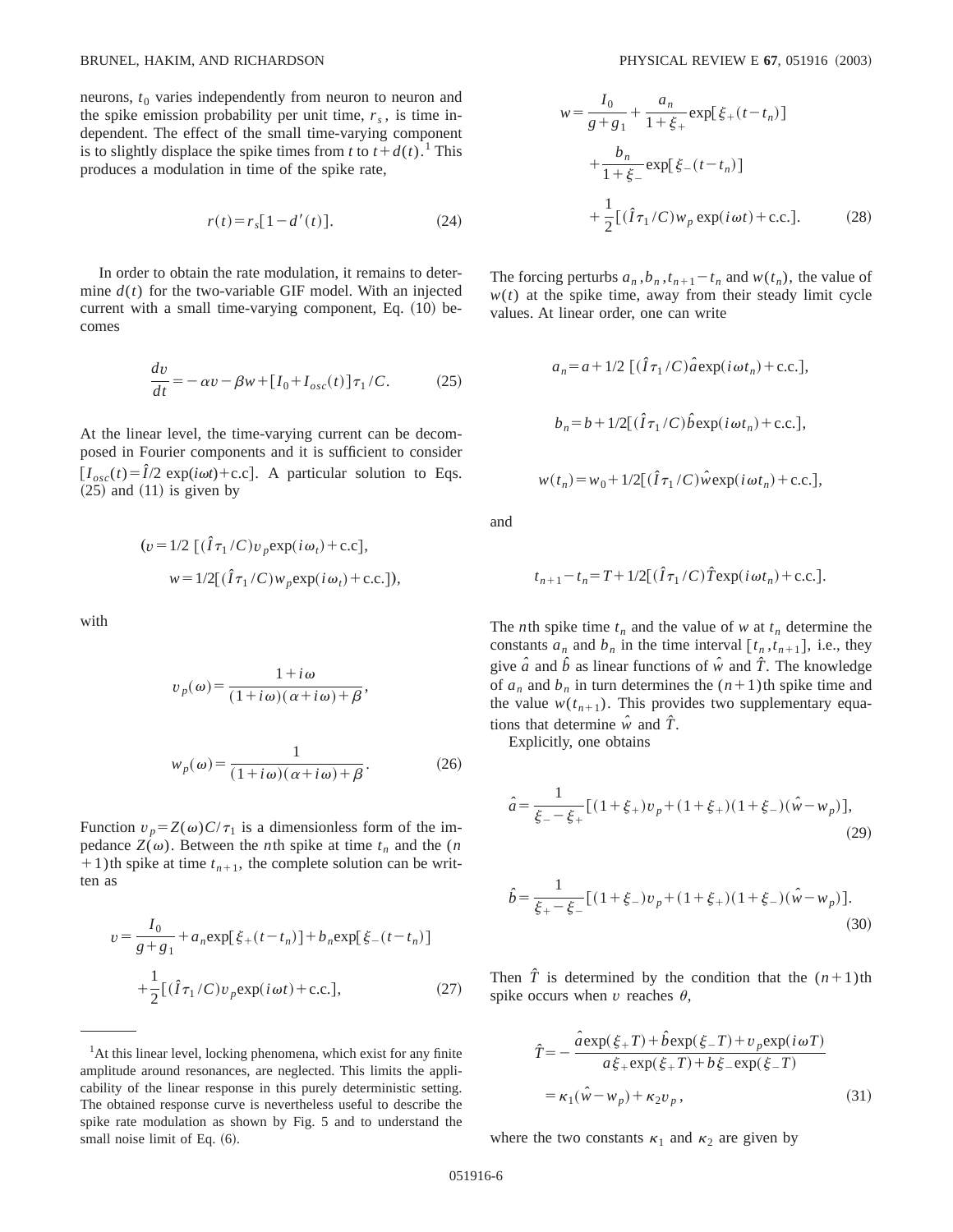neurons, $t_0$ varies independently from neuron to neuron and the spike emission probability per unit time, $r_s$, is time independent. The effect of the small time-varying component is to slightly displace the spike times from $t$ to $t+d(t)$.[1] This produces a modulation in time of the spike rate,

$$r(t) = r_s[1 - d'(t)]. \tag{24}$$

In order to obtain the rate modulation, it remains to determine $d(t)$ for the two-variable GIF model. With an injected current with a small time-varying component, Eq. (10) becomes

$$\frac{dv}{dt} = -\alpha v - \beta w + [I_0 + I_{osc}(t)]\tau_1/C. \tag{25}$$

At the linear level, the time-varying current can be decomposed in Fourier components and it is sufficient to consider $[I_{osc}(t) = \hat{I}/2\, \exp(i\omega t) + \text{c.c}]$. A particular solution to Eqs. (25) and (11) is given by

$$(v = 1/2\ [(\hat{I}\tau_1/C)v_p \exp(i\omega_t) + \text{c.c}],$$
$$w = 1/2[(\hat{I}\tau_1/C)w_p \exp(i\omega_t) + \text{c.c.}]),$$

with

$$v_p(\omega) = \frac{1+i\omega}{(1+i\omega)(\alpha+i\omega)+\beta},$$

$$w_p(\omega) = \frac{1}{(1+i\omega)(\alpha+i\omega)+\beta}. \tag{26}$$

Function $v_p = Z(\omega)C/\tau_1$ is a dimensionless form of the impedance $Z(\omega)$. Between the $n$th spike at time $t_n$ and the $(n+1)$th spike at time $t_{n+1}$, the complete solution can be written as

$$v = \frac{I_0}{g+g_1} + a_n \exp[\xi_+(t-t_n)] + b_n \exp[\xi_-(t-t_n)] + \frac{1}{2}[(\hat{I}\tau_1/C)v_p \exp(i\omega t) + \text{c.c.}], \tag{27}$$

$$w = \frac{I_0}{g+g_1} + \frac{a_n}{1+\xi_+}\exp[\xi_+(t-t_n)] + \frac{b_n}{1+\xi_-}\exp[\xi_-(t-t_n)] + \frac{1}{2}[(\hat{I}\tau_1/C)w_p \exp(i\omega t) + \text{c.c.}]. \tag{28}$$

The forcing perturbs $a_n, b_n, t_{n+1}-t_n$ and $w(t_n)$, the value of $w(t)$ at the spike time, away from their steady limit cycle values. At linear order, one can write

$$a_n = a + 1/2\ [(\hat{I}\tau_1/C)\hat{a}\exp(i\omega t_n) + \text{c.c.}],$$

$$b_n = b + 1/2[(\hat{I}\tau_1/C)\hat{b}\exp(i\omega t_n) + \text{c.c.}],$$

$$w(t_n) = w_0 + 1/2[(\hat{I}\tau_1/C)\hat{w}\exp(i\omega t_n) + \text{c.c.}],$$

and

$$t_{n+1} - t_n = T + 1/2[(\hat{I}\tau_1/C)\hat{T}\exp(i\omega t_n) + \text{c.c.}].$$

The $n$th spike time $t_n$ and the value of $w$ at $t_n$ determine the constants $a_n$ and $b_n$ in the time interval $[t_n, t_{n+1}]$, i.e., they give $\hat{a}$ and $\hat{b}$ as linear functions of $\hat{w}$ and $\hat{T}$. The knowledge of $a_n$ and $b_n$ in turn determines the $(n+1)$th spike time and the value $w(t_{n+1})$. This provides two supplementary equations that determine $\hat{w}$ and $\hat{T}$.

Explicitly, one obtains

$$\hat{a} = \frac{1}{\xi_- - \xi_+}[(1+\xi_+)v_p + (1+\xi_+)(1+\xi_-)(\hat{w} - w_p)], \tag{29}$$

$$\hat{b} = \frac{1}{\xi_+ - \xi_-}[(1+\xi_-)v_p + (1+\xi_+)(1+\xi_-)(\hat{w} - w_p)]. \tag{30}$$

Then $\hat{T}$ is determined by the condition that the $(n+1)$th spike occurs when $v$ reaches $\theta$,

$$\hat{T} = -\frac{\hat{a}\exp(\xi_+T) + \hat{b}\exp(\xi_-T) + v_p\exp(i\omega T)}{a\xi_+\exp(\xi_+T) + b\xi_-\exp(\xi_-T)} = \kappa_1(\hat{w} - w_p) + \kappa_2 v_p, \tag{31}$$

where the two constants $\kappa_1$ and $\kappa_2$ are given by

[1] At this linear level, locking phenomena, which exist for any finite amplitude around resonances, are neglected. This limits the applicability of the linear response in this purely deterministic setting. The obtained response curve is nevertheless useful to describe the spike rate modulation as shown by Fig. 5 and to understand the small noise limit of Eq. (6).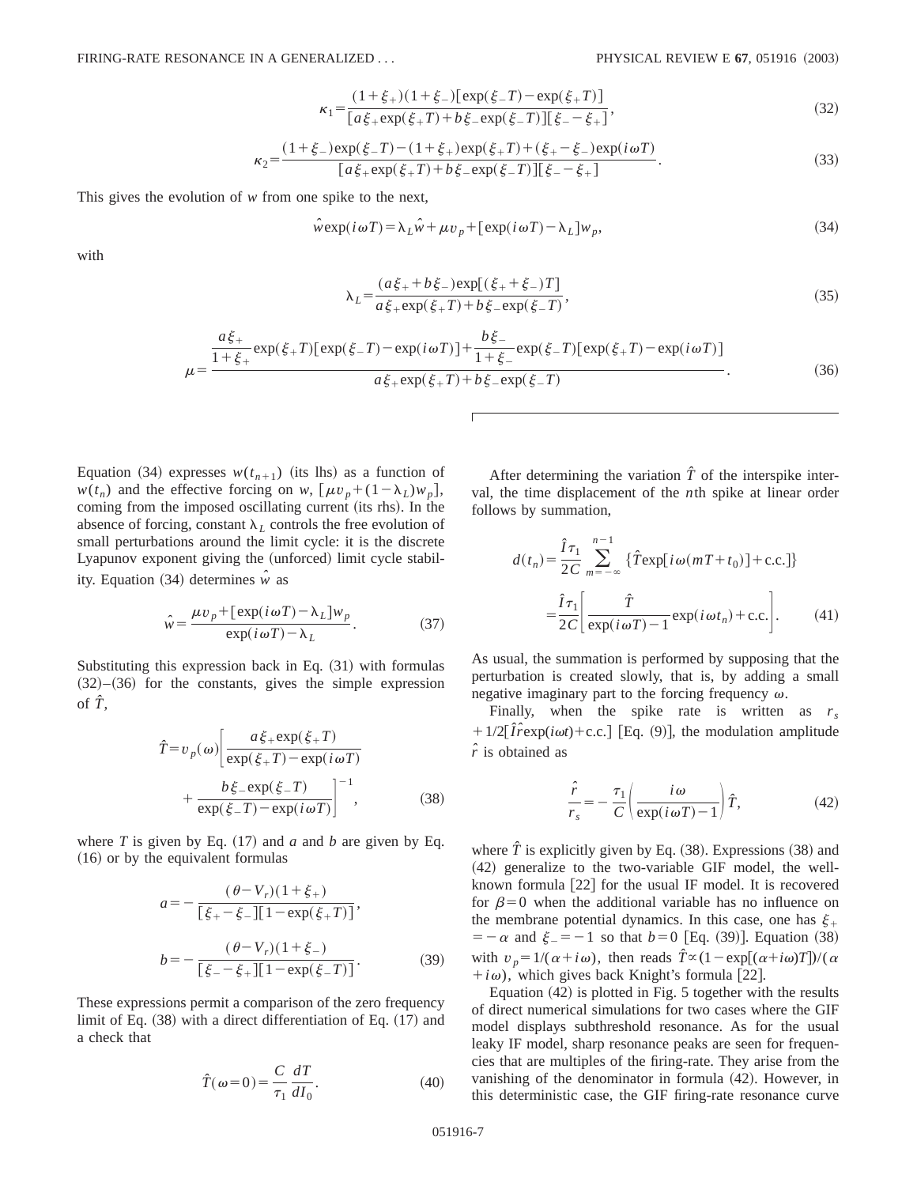$$\kappa_1 = \frac{(1+\xi_+)(1+\xi_-)[\exp(\xi_- T) - \exp(\xi_+ T)]}{[a\xi_+ \exp(\xi_+ T) + b\xi_- \exp(\xi_- T)][\xi_- - \xi_+]}, \tag{32}$$

$$\kappa_2 = \frac{(1+\xi_-)\exp(\xi_- T) - (1+\xi_+)\exp(\xi_+ T) + (\xi_+ - \xi_-)\exp(i\omega T)}{[a\xi_+ \exp(\xi_+ T) + b\xi_- \exp(\xi_- T)][\xi_- - \xi_+]}. \tag{33}$$

This gives the evolution of $w$ from one spike to the next,

$$\hat{w}\exp(i\omega T) = \lambda_L \hat{w} + \mu v_p + [\exp(i\omega T) - \lambda_L] w_p, \tag{34}$$

with

$$\lambda_L = \frac{(a\xi_+ + b\xi_-)\exp[(\xi_+ + \xi_-)T]}{a\xi_+ \exp(\xi_+ T) + b\xi_- \exp(\xi_- T)}, \tag{35}$$

$$\mu = \frac{\dfrac{a\xi_+}{1+\xi_+}\exp(\xi_+ T)[\exp(\xi_- T) - \exp(i\omega T)] + \dfrac{b\xi_-}{1+\xi_-}\exp(\xi_- T)[\exp(\xi_+ T) - \exp(i\omega T)]}{a\xi_+ \exp(\xi_+ T) + b\xi_- \exp(\xi_- T)}. \tag{36}$$

Equation (34) expresses $w(t_{n+1})$ (its lhs) as a function of $w(t_n)$ and the effective forcing on $w$, $[\mu v_p + (1-\lambda_L)w_p]$, coming from the imposed oscillating current (its rhs). In the absence of forcing, constant $\lambda_L$ controls the free evolution of small perturbations around the limit cycle: it is the discrete Lyapunov exponent giving the (unforced) limit cycle stability. Equation (34) determines $\hat{w}$ as

$$\hat{w} = \frac{\mu v_p + [\exp(i\omega T) - \lambda_L] w_p}{\exp(i\omega T) - \lambda_L}. \tag{37}$$

Substituting this expression back in Eq. (31) with formulas (32)–(36) for the constants, gives the simple expression of $\hat{T}$,

$$\hat{T} = v_p(\omega)\left[\frac{a\xi_+ \exp(\xi_+ T)}{\exp(\xi_+ T) - \exp(i\omega T)} + \frac{b\xi_- \exp(\xi_- T)}{\exp(\xi_- T) - \exp(i\omega T)}\right]^{-1}, \tag{38}$$

where $T$ is given by Eq. (17) and $a$ and $b$ are given by Eq. (16) or by the equivalent formulas

$$a = -\frac{(\theta - V_r)(1+\xi_+)}{[\xi_+ - \xi_-][1 - \exp(\xi_+ T)]},$$

$$b = -\frac{(\theta - V_r)(1+\xi_-)}{[\xi_- - \xi_+][1 - \exp(\xi_- T)]}. \tag{39}$$

These expressions permit a comparison of the zero frequency limit of Eq. (38) with a direct differentiation of Eq. (17) and a check that

$$\hat{T}(\omega = 0) = \frac{C}{\tau_1}\frac{dT}{dI_0}. \tag{40}$$

After determining the variation $\hat{T}$ of the interspike interval, the time displacement of the $n$th spike at linear order follows by summation,

$$d(t_n) = \frac{\hat{I}\tau_1}{2C}\sum_{m=-\infty}^{n-1}\{\hat{T}\exp[i\omega(mT + t_0)] + \text{c.c.}\}$$

$$= \frac{\hat{I}\tau_1}{2C}\left[\frac{\hat{T}}{\exp(i\omega T) - 1}\exp(i\omega t_n) + \text{c.c.}\right]. \tag{41}$$

As usual, the summation is performed by supposing that the perturbation is created slowly, that is, by adding a small negative imaginary part to the forcing frequency $\omega$.

Finally, when the spike rate is written as $r_s + 1/2[\hat{I}\hat{r}\exp(i\omega t) + \text{c.c.}]$ [Eq. (9)], the modulation amplitude $\hat{r}$ is obtained as

$$\frac{\hat{r}}{r_s} = -\frac{\tau_1}{C}\left(\frac{i\omega}{\exp(i\omega T) - 1}\right)\hat{T}, \tag{42}$$

where $\hat{T}$ is explicitly given by Eq. (38). Expressions (38) and (42) generalize to the two-variable GIF model, the well-known formula [22] for the usual IF model. It is recovered for $\beta = 0$ when the additional variable has no influence on the membrane potential dynamics. In this case, one has $\xi_+ = -\alpha$ and $\xi_- = -1$ so that $b = 0$ [Eq. (39)]. Equation (38) with $v_p = 1/(\alpha + i\omega)$, then reads $\hat{T} \propto (1 - \exp[(\alpha + i\omega)T])/(\alpha + i\omega)$, which gives back Knight's formula [22].

Equation (42) is plotted in Fig. 5 together with the results of direct numerical simulations for two cases where the GIF model displays subthreshold resonance. As for the usual leaky IF model, sharp resonance peaks are seen for frequencies that are multiples of the firing-rate. They arise from the vanishing of the denominator in formula (42). However, in this deterministic case, the GIF firing-rate resonance curve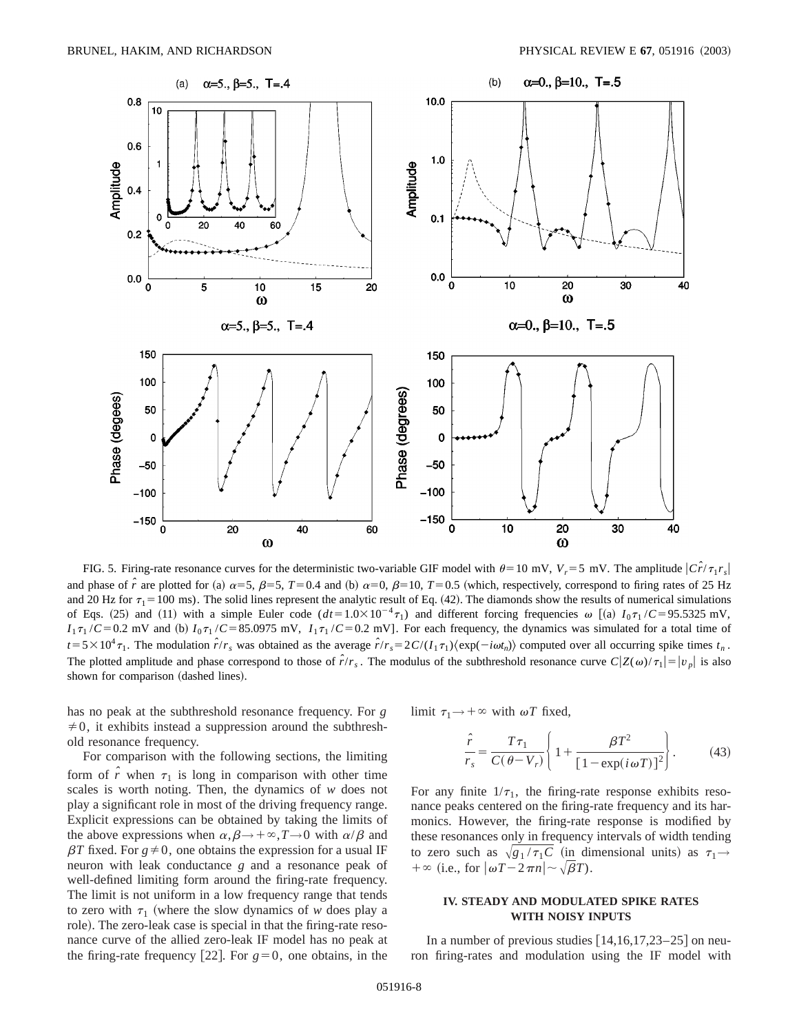FIG. 5. Firing-rate resonance curves for the deterministic two-variable GIF model with $\theta = 10$ mV, $V_r = 5$ mV. The amplitude $|C\hat{r}/\tau_1 r_s|$ and phase of $\hat{r}$ are plotted for (a) $\alpha = 5$, $\beta = 5$, $T = 0.4$ and (b) $\alpha = 0$, $\beta = 10$, $T = 0.5$ (which, respectively, correspond to firing rates of 25 Hz and 20 Hz for $\tau_1 = 100$ ms). The solid lines represent the analytic result of Eq. (42). The diamonds show the results of numerical simulations of Eqs. (25) and (11) with a simple Euler code ($dt = 1.0\times 10^{-4}\tau_1$) and different forcing frequencies $\omega$ [(a) $I_0\tau_1/C = 95.5325$ mV, $I_1\tau_1/C = 0.2$ mV and (b) $I_0\tau_1/C = 85.0975$ mV, $I_1\tau_1/C = 0.2$ mV]. For each frequency, the dynamics was simulated for a total time of $t = 5\times 10^4\tau_1$. The modulation $\hat{r}/r_s$ was obtained as the average $\hat{r}/r_s = 2C/(I_1\tau_1)\langle \exp(-i\omega t_n)\rangle$ computed over all occurring spike times $t_n$. The plotted amplitude and phase correspond to those of $\hat{r}/r_s$. The modulus of the subthreshold resonance curve $C|Z(\omega)/\tau_1| = |v_p|$ is also shown for comparison (dashed lines).

has no peak at the subthreshold resonance frequency. For $g \neq 0$, it exhibits instead a suppression around the subthreshold resonance frequency.

For comparison with the following sections, the limiting form of $\hat{r}$ when $\tau_1$ is long in comparison with other time scales is worth noting. Then, the dynamics of $w$ does not play a significant role in most of the driving frequency range. Explicit expressions can be obtained by taking the limits of the above expressions when $\alpha, \beta \to +\infty, T \to 0$ with $\alpha/\beta$ and $\beta T$ fixed. For $g \neq 0$, one obtains the expression for a usual IF neuron with leak conductance $g$ and a resonance peak of well-defined limiting form around the firing-rate frequency. The limit is not uniform in a low frequency range that tends to zero with $\tau_1$ (where the slow dynamics of $w$ does play a role). The zero-leak case is special in that the firing-rate resonance curve of the allied zero-leak IF model has no peak at the firing-rate frequency [22]. For $g = 0$, one obtains, in the limit $\tau_1 \to +\infty$ with $\omega T$ fixed,

$$\frac{\hat{r}}{r_s} = \frac{T\tau_1}{C(\theta - V_r)}\left\{1 + \frac{\beta T^2}{[1 - \exp(i\omega T)]^2}\right\}. \tag{43}$$

For any finite $1/\tau_1$, the firing-rate response exhibits resonance peaks centered on the firing-rate frequency and its harmonics. However, the firing-rate response is modified by these resonances only in frequency intervals of width tending to zero such as $\sqrt{g_1/\tau_1 C}$ (in dimensional units) as $\tau_1 \to +\infty$ (i.e., for $|\omega T - 2\pi n| \sim \sqrt{\beta}T$).

## IV. STEADY AND MODULATED SPIKE RATES WITH NOISY INPUTS

In a number of previous studies [14,16,17,23–25] on neuron firing-rates and modulation using the IF model with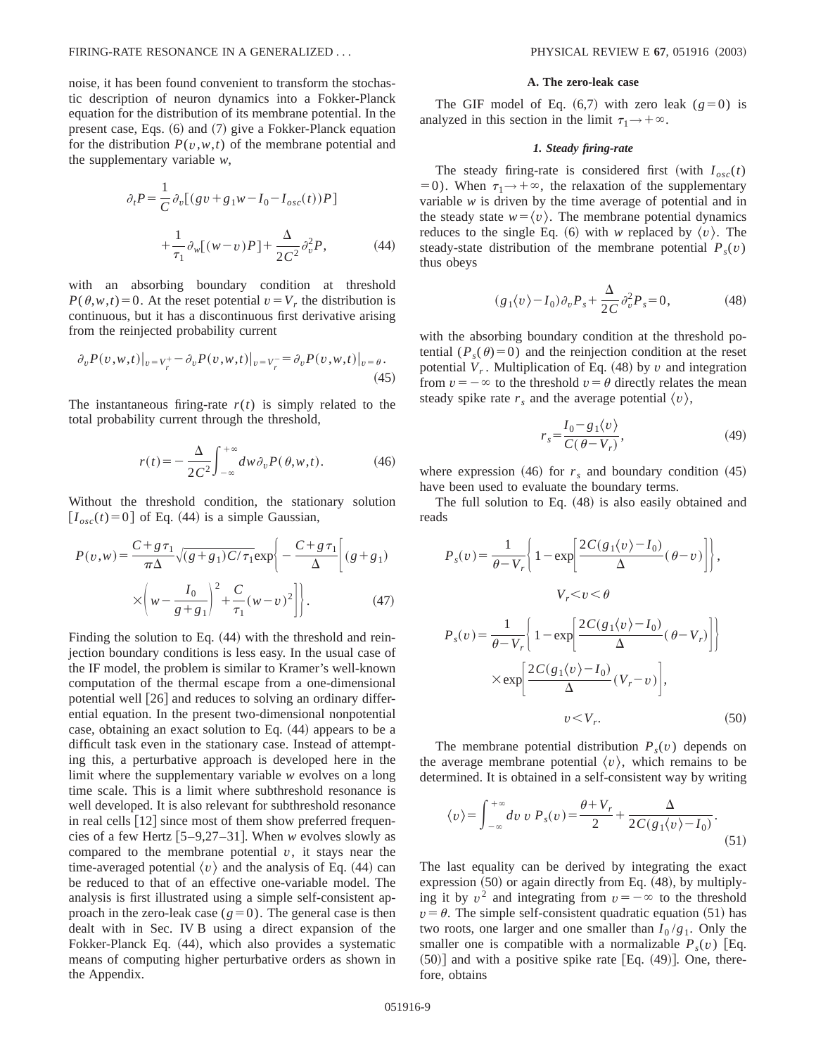noise, it has been found convenient to transform the stochastic description of neuron dynamics into a Fokker-Planck equation for the distribution of its membrane potential. In the present case, Eqs. (6) and (7) give a Fokker-Planck equation for the distribution $P(v,w,t)$ of the membrane potential and the supplementary variable $w$,

$$\partial_t P = \frac{1}{C}\partial_v[(gv + g_1 w - I_0 - I_{osc}(t))P] + \frac{1}{\tau_1}\partial_w[(w-v)P] + \frac{\Delta}{2C^2}\partial_v^2 P, \tag{44}$$

with an absorbing boundary condition at threshold $P(\theta,w,t)=0$. At the reset potential $v=V_r$ the distribution is continuous, but it has a discontinuous first derivative arising from the reinjected probability current

$$\partial_v P(v,w,t)|_{v=V_r^+} - \partial_v P(v,w,t)|_{v=V_r^-} = \partial_v P(v,w,t)|_{v=\theta}. \tag{45}$$

The instantaneous firing-rate $r(t)$ is simply related to the total probability current through the threshold,

$$r(t) = -\frac{\Delta}{2C^2}\int_{-\infty}^{+\infty} dw\, \partial_v P(\theta,w,t). \tag{46}$$

Without the threshold condition, the stationary solution $[I_{osc}(t)=0]$ of Eq. (44) is a simple Gaussian,

$$P(v,w) = \frac{C+g\tau_1}{\pi\Delta}\sqrt{(g+g_1)C/\tau_1}\exp\left\{-\frac{C+g\tau_1}{\Delta}\left[(g+g_1)\left(w-\frac{I_0}{g+g_1}\right)^2 + \frac{C}{\tau_1}(w-v)^2\right]\right\}. \tag{47}$$

Finding the solution to Eq. (44) with the threshold and reinjection boundary conditions is less easy. In the usual case of the IF model, the problem is similar to Kramer's well-known computation of the thermal escape from a one-dimensional potential well [26] and reduces to solving an ordinary differential equation. In the present two-dimensional nonpotential case, obtaining an exact solution to Eq. (44) appears to be a difficult task even in the stationary case. Instead of attempting this, a perturbative approach is developed here in the limit where the supplementary variable $w$ evolves on a long time scale. This is a limit where subthreshold resonance is well developed. It is also relevant for subthreshold resonance in real cells [12] since most of them show preferred frequencies of a few Hertz [5–9,27–31]. When $w$ evolves slowly as compared to the membrane potential $v$, it stays near the time-averaged potential $\langle v\rangle$ and the analysis of Eq. (44) can be reduced to that of an effective one-variable model. The analysis is first illustrated using a simple self-consistent approach in the zero-leak case ($g=0$). The general case is then dealt with in Sec. IV B using a direct expansion of the Fokker-Planck Eq. (44), which also provides a systematic means of computing higher perturbative orders as shown in the Appendix.

### A. The zero-leak case

The GIF model of Eq. (6,7) with zero leak ($g=0$) is analyzed in this section in the limit $\tau_1 \to +\infty$.

#### *1. Steady firing-rate*

The steady firing-rate is considered first (with $I_{osc}(t)=0$). When $\tau_1\to+\infty$, the relaxation of the supplementary variable $w$ is driven by the time average of potential and in the steady state $w=\langle v\rangle$. The membrane potential dynamics reduces to the single Eq. (6) with $w$ replaced by $\langle v\rangle$. The steady-state distribution of the membrane potential $P_s(v)$ thus obeys

$$(g_1\langle v\rangle - I_0)\partial_v P_s + \frac{\Delta}{2C}\partial_v^2 P_s = 0, \tag{48}$$

with the absorbing boundary condition at the threshold potential ($P_s(\theta)=0$) and the reinjection condition at the reset potential $V_r$. Multiplication of Eq. (48) by $v$ and integration from $v=-\infty$ to the threshold $v=\theta$ directly relates the mean steady spike rate $r_s$ and the average potential $\langle v\rangle$,

$$r_s = \frac{I_0 - g_1\langle v\rangle}{C(\theta - V_r)}, \tag{49}$$

where expression (46) for $r_s$ and boundary condition (45) have been used to evaluate the boundary terms.

The full solution to Eq. (48) is also easily obtained and reads

$$P_s(v) = \frac{1}{\theta - V_r}\left\{1 - \exp\left[\frac{2C(g_1\langle v\rangle - I_0)}{\Delta}(\theta - v)\right]\right\}, \quad V_r < v < \theta$$

$$P_s(v) = \frac{1}{\theta - V_r}\left\{1 - \exp\left[\frac{2C(g_1\langle v\rangle - I_0)}{\Delta}(\theta - V_r)\right]\right\} \times \exp\left[\frac{2C(g_1\langle v\rangle - I_0)}{\Delta}(V_r - v)\right], \quad v < V_r. \tag{50}$$

The membrane potential distribution $P_s(v)$ depends on the average membrane potential $\langle v\rangle$, which remains to be determined. It is obtained in a self-consistent way by writing

$$\langle v\rangle = \int_{-\infty}^{+\infty} dv\, v\, P_s(v) = \frac{\theta + V_r}{2} + \frac{\Delta}{2C(g_1\langle v\rangle - I_0)}. \tag{51}$$

The last equality can be derived by integrating the exact expression (50) or again directly from Eq. (48), by multiplying it by $v^2$ and integrating from $v=-\infty$ to the threshold $v=\theta$. The simple self-consistent quadratic equation (51) has two roots, one larger and one smaller than $I_0/g_1$. Only the smaller one is compatible with a normalizable $P_s(v)$ [Eq. (50)] and with a positive spike rate [Eq. (49)]. One, therefore, obtains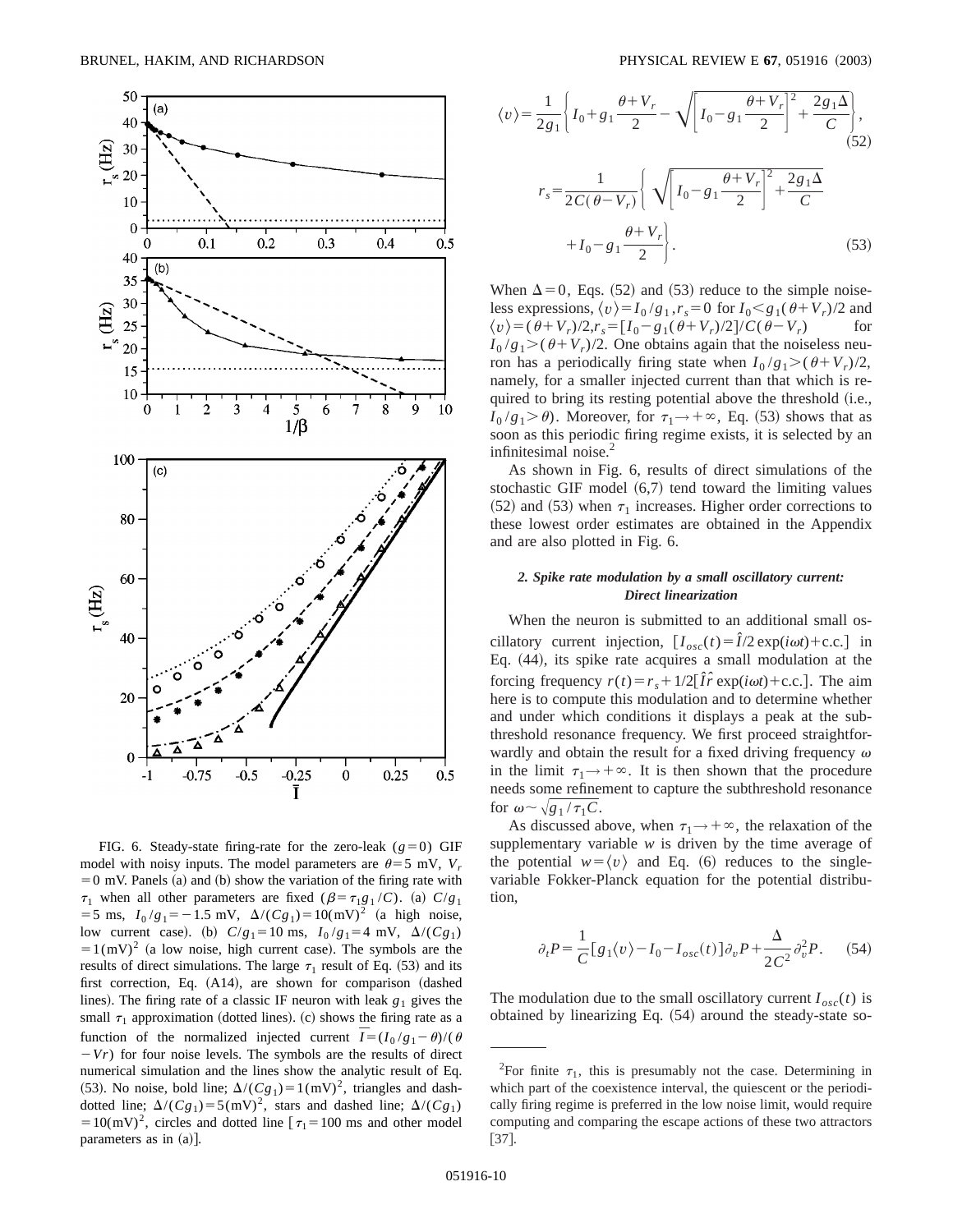FIG. 6. Steady-state firing-rate for the zero-leak ($g=0$) GIF model with noisy inputs. The model parameters are $\theta=5$ mV, $V_r=0$ mV. Panels (a) and (b) show the variation of the firing rate with $\tau_1$ when all other parameters are fixed ($\beta=\tau_1 g_1/C$). (a) $C/g_1=5$ ms, $I_0/g_1=-1.5$ mV, $\Delta/(Cg_1)=10(\mathrm{mV})^2$ (a high noise, low current case). (b) $C/g_1=10$ ms, $I_0/g_1=4$ mV, $\Delta/(Cg_1)=1(\mathrm{mV})^2$ (a low noise, high current case). The symbols are the results of direct simulations. The large $\tau_1$ result of Eq. (53) and its first correction, Eq. (A14), are shown for comparison (dashed lines). The firing rate of a classic IF neuron with leak $g_1$ gives the small $\tau_1$ approximation (dotted lines). (c) shows the firing rate as a function of the normalized injected current $\bar{I}=(I_0/g_1-\theta)/(\theta-Vr)$ for four noise levels. The symbols are the results of direct numerical simulation and the lines show the analytic result of Eq. (53). No noise, bold line; $\Delta/(Cg_1)=1(\mathrm{mV})^2$, triangles and dash-dotted line; $\Delta/(Cg_1)=5(\mathrm{mV})^2$, stars and dashed line; $\Delta/(Cg_1)=10(\mathrm{mV})^2$, circles and dotted line [$\tau_1=100$ ms and other model parameters as in (a)].

$$\langle v\rangle=\frac{1}{2g_1}\left\{I_0+g_1\frac{\theta+V_r}{2}-\sqrt{\left[I_0-g_1\frac{\theta+V_r}{2}\right]^2+\frac{2g_1\Delta}{C}}\right\},\tag{52}$$

$$r_s=\frac{1}{2C(\theta-V_r)}\left\{\sqrt{\left[I_0-g_1\frac{\theta+V_r}{2}\right]^2+\frac{2g_1\Delta}{C}}+I_0-g_1\frac{\theta+V_r}{2}\right\}.\tag{53}$$

When $\Delta=0$, Eqs. (52) and (53) reduce to the simple noiseless expressions, $\langle v\rangle=I_0/g_1, r_s=0$ for $I_0<g_1(\theta+V_r)/2$ and $\langle v\rangle=(\theta+V_r)/2, r_s=[I_0-g_1(\theta+V_r)/2]/C(\theta-V_r)$ for $I_0/g_1>(\theta+V_r)/2$. One obtains again that the noiseless neuron has a periodically firing state when $I_0/g_1>(\theta+V_r)/2$, namely, for a smaller injected current than that which is required to bring its resting potential above the threshold (i.e., $I_0/g_1>\theta$). Moreover, for $\tau_1\to+\infty$, Eq. (53) shows that as soon as this periodic firing regime exists, it is selected by an infinitesimal noise.[2]

As shown in Fig. 6, results of direct simulations of the stochastic GIF model (6,7) tend toward the limiting values (52) and (53) when $\tau_1$ increases. Higher order corrections to these lowest order estimates are obtained in the Appendix and are also plotted in Fig. 6.

#### 2. Spike rate modulation by a small oscillatory current: Direct linearization

When the neuron is submitted to an additional small oscillatory current injection, $[I_{osc}(t)=\hat{I}/2\exp(i\omega t)+\text{c.c.}]$ in Eq. (44), its spike rate acquires a small modulation at the forcing frequency $r(t)=r_s+1/2[\hat{I}\hat{r}\exp(i\omega t)+\text{c.c.}]$. The aim here is to compute this modulation and to determine whether and under which conditions it displays a peak at the subthreshold resonance frequency. We first proceed straightforwardly and obtain the result for a fixed driving frequency $\omega$ in the limit $\tau_1\to+\infty$. It is then shown that the procedure needs some refinement to capture the subthreshold resonance for $\omega\sim\sqrt{g_1/\tau_1 C}$.

As discussed above, when $\tau_1\to+\infty$, the relaxation of the supplementary variable $w$ is driven by the time average of the potential $w=\langle v\rangle$ and Eq. (6) reduces to the single-variable Fokker-Planck equation for the potential distribution,

$$\partial_t P=\frac{1}{C}[g_1\langle v\rangle-I_0-I_{osc}(t)]\partial_v P+\frac{\Delta}{2C^2}\partial_v^2 P.\tag{54}$$

The modulation due to the small oscillatory current $I_{osc}(t)$ is obtained by linearizing Eq. (54) around the steady-state so-

---

[2] For finite $\tau_1$, this is presumably not the case. Determining in which part of the coexistence interval, the quiescent or the periodically firing regime is preferred in the low noise limit, would require computing and comparing the escape actions of these two attractors [37].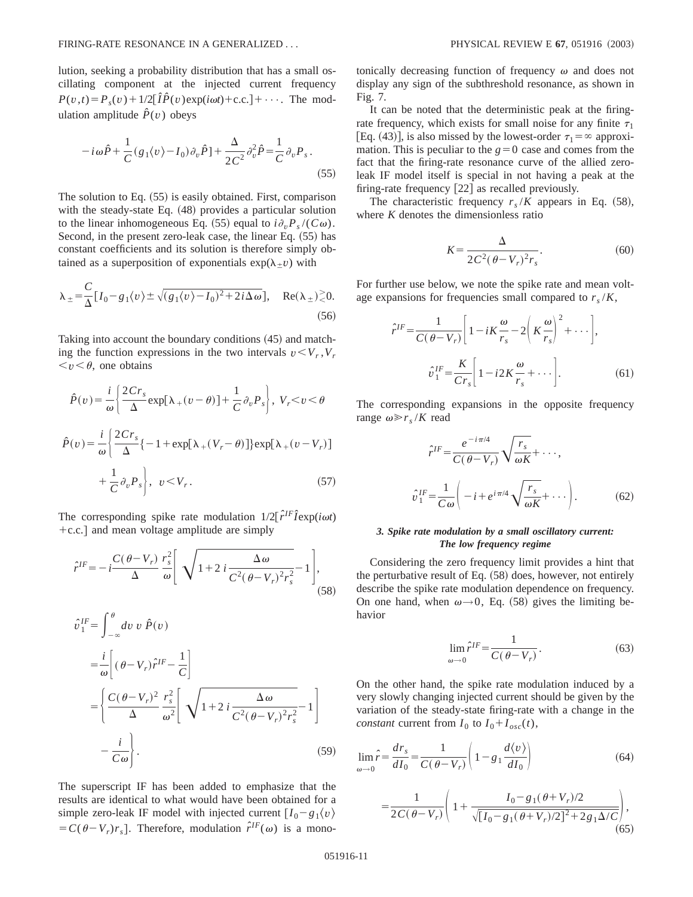lution, seeking a probability distribution that has a small oscillating component at the injected current frequency $P(v,t)=P_s(v)+1/2[\hat{I}\hat{P}(v)\exp(i\omega t)+\text{c.c.}]+\cdots$. The modulation amplitude $\hat{P}(v)$ obeys

$$-i\omega\hat{P}+\frac{1}{C}(g_1\langle v\rangle-I_0)\partial_v\hat{P}]+\frac{\Delta}{2C^2}\partial_v^2\hat{P}=\frac{1}{C}\partial_v P_s. \tag{55}$$

The solution to Eq. (55) is easily obtained. First, comparison with the steady-state Eq. (48) provides a particular solution to the linear inhomogeneous Eq. (55) equal to $i\partial_v P_s/(C\omega)$. Second, in the present zero-leak case, the linear Eq. (55) has constant coefficients and its solution is therefore simply obtained as a superposition of exponentials $\exp(\lambda_\pm v)$ with

$$\lambda_\pm=\frac{C}{\Delta}[I_0-g_1\langle v\rangle\pm\sqrt{(g_1\langle v\rangle-I_0)^2+2i\Delta\omega}],\quad \text{Re}(\lambda_\pm)\gtrless 0. \tag{56}$$

Taking into account the boundary conditions (45) and matching the function expressions in the two intervals $v<V_r, V_r<v<\theta$, one obtains

$$\hat{P}(v)=\frac{i}{\omega}\left\{\frac{2Cr_s}{\Delta}\exp[\lambda_+(v-\theta)]+\frac{1}{C}\partial_v P_s\right\},\ V_r<v<\theta$$

$$\hat{P}(v)=\frac{i}{\omega}\left\{\frac{2Cr_s}{\Delta}\{-1+\exp[\lambda_+(V_r-\theta)]\}\exp[\lambda_+(v-V_r)]+\frac{1}{C}\partial_v P_s\right\},\ \ v<V_r. \tag{57}$$

The corresponding spike rate modulation $1/2[\hat{r}^{IF}\hat{I}\exp(i\omega t)+\text{c.c.}]$ and mean voltage amplitude are simply

$$\hat{r}^{IF}=-i\frac{C(\theta-V_r)}{\Delta}\frac{r_s^2}{\omega}\left[\sqrt{1+2i\frac{\Delta\omega}{C^2(\theta-V_r)^2r_s^2}}-1\right], \tag{58}$$

$$\begin{aligned}\hat{v}_1^{IF}&=\int_{-\infty}^{\theta}dv\, v\,\hat{P}(v)\\&=\frac{i}{\omega}\left[(\theta-V_r)\hat{r}^{IF}-\frac{1}{C}\right]\\&=\left\{\frac{C(\theta-V_r)^2}{\Delta}\frac{r_s^2}{\omega^2}\left[\sqrt{1+2i\frac{\Delta\omega}{C^2(\theta-V_r)^2r_s^2}}-1\right]-\frac{i}{C\omega}\right\}.\end{aligned} \tag{59}$$

The superscript IF has been added to emphasize that the results are identical to what would have been obtained for a simple zero-leak IF model with injected current $[I_0-g_1\langle v\rangle=C(\theta-V_r)r_s]$. Therefore, modulation $\hat{r}^{IF}(\omega)$ is a monotonically decreasing function of frequency $\omega$ and does not display any sign of the subthreshold resonance, as shown in Fig. 7.

It can be noted that the deterministic peak at the firing-rate frequency, which exists for small noise for any finite $\tau_1$ [Eq. (43)], is also missed by the lowest-order $\tau_1=\infty$ approximation. This is peculiar to the $g=0$ case and comes from the fact that the firing-rate resonance curve of the allied zero-leak IF model itself is special in not having a peak at the firing-rate frequency [22] as recalled previously.

The characteristic frequency $r_s/K$ appears in Eq. (58), where $K$ denotes the dimensionless ratio

$$K=\frac{\Delta}{2C^2(\theta-V_r)^2r_s}. \tag{60}$$

For further use below, we note the spike rate and mean voltage expansions for frequencies small compared to $r_s/K$,

$$\hat{r}^{IF}=\frac{1}{C(\theta-V_r)}\left[1-iK\frac{\omega}{r_s}-2\left(K\frac{\omega}{r_s}\right)^2+\cdots\right],$$

$$\hat{v}_1^{IF}=\frac{K}{Cr_s}\left[1-i2K\frac{\omega}{r_s}+\cdots\right]. \tag{61}$$

The corresponding expansions in the opposite frequency range $\omega\gg r_s/K$ read

$$\hat{r}^{IF}=\frac{e^{-i\pi/4}}{C(\theta-V_r)}\sqrt{\frac{r_s}{\omega K}}+\cdots,$$

$$\hat{v}_1^{IF}=\frac{1}{C\omega}\left(-i+e^{i\pi/4}\sqrt{\frac{r_s}{\omega K}}+\cdots\right). \tag{62}$$

### *3. Spike rate modulation by a small oscillatory current: The low frequency regime*

Considering the zero frequency limit provides a hint that the perturbative result of Eq. (58) does, however, not entirely describe the spike rate modulation dependence on frequency. On one hand, when $\omega\to 0$, Eq. (58) gives the limiting behavior

$$\lim_{\omega\to 0}\hat{r}^{IF}=\frac{1}{C(\theta-V_r)}. \tag{63}$$

On the other hand, the spike rate modulation induced by a very slowly changing injected current should be given by the variation of the steady-state firing-rate with a change in the *constant* current from $I_0$ to $I_0+I_{osc}(t)$,

$$\lim_{\omega\to 0}\hat{r}=\frac{dr_s}{dI_0}=\frac{1}{C(\theta-V_r)}\left(1-g_1\frac{d\langle v\rangle}{dI_0}\right) \tag{64}$$

$$=\frac{1}{2C(\theta-V_r)}\left(1+\frac{I_0-g_1(\theta+V_r)/2}{\sqrt{[I_0-g_1(\theta+V_r)/2]^2+2g_1\Delta/C}}\right), \tag{65}$$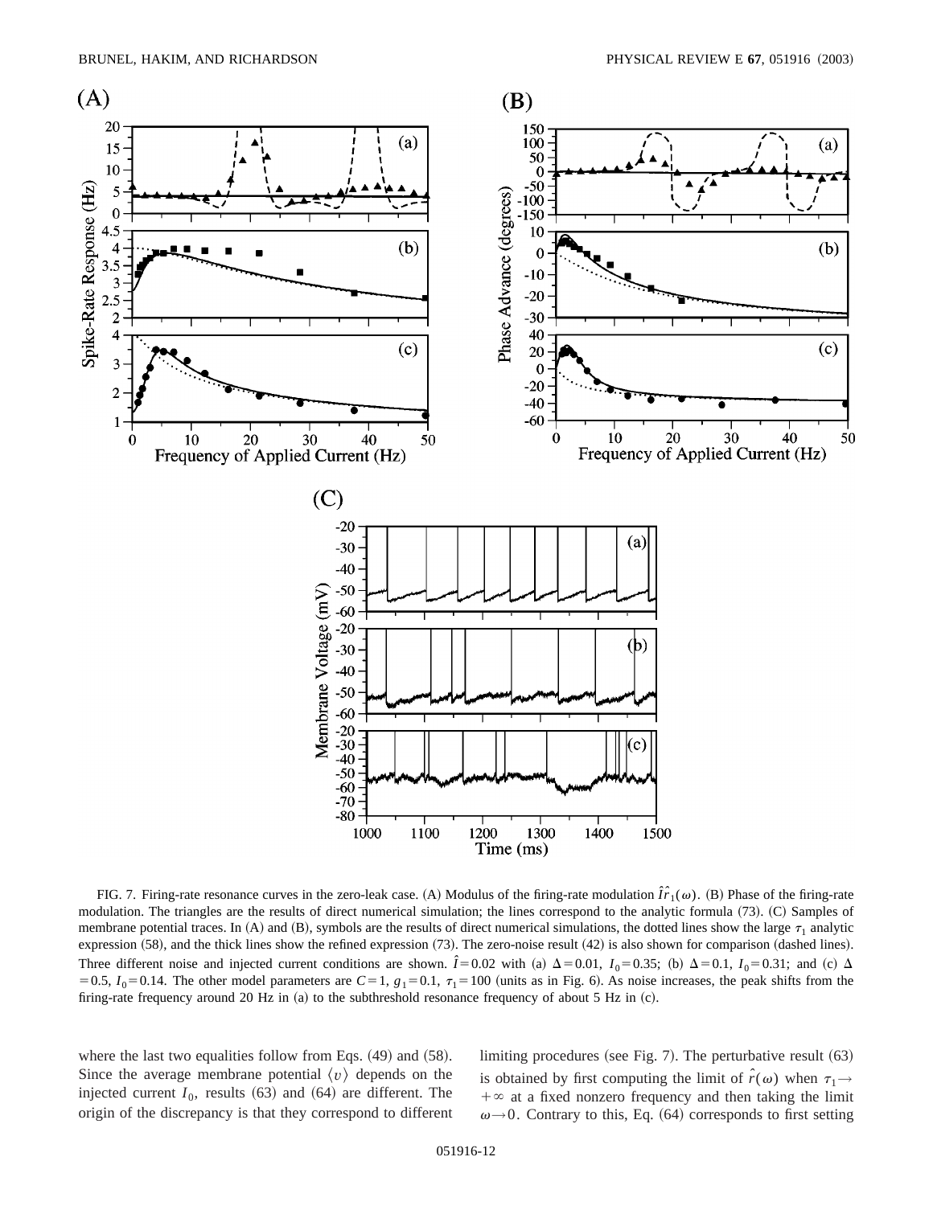FIG. 7. Firing-rate resonance curves in the zero-leak case. (A) Modulus of the firing-rate modulation $\hat{I}\hat{r}_1(\omega)$. (B) Phase of the firing-rate modulation. The triangles are the results of direct numerical simulation; the lines correspond to the analytic formula (73). (C) Samples of membrane potential traces. In (A) and (B), symbols are the results of direct numerical simulations, the dotted lines show the large $\tau_1$ analytic expression (58), and the thick lines show the refined expression (73). The zero-noise result (42) is also shown for comparison (dashed lines). Three different noise and injected current conditions are shown. $\hat{I}=0.02$ with (a) $\Delta=0.01$, $I_0=0.35$; (b) $\Delta=0.1$, $I_0=0.31$; and (c) $\Delta=0.5$, $I_0=0.14$. The other model parameters are $C=1$, $g_1=0.1$, $\tau_1=100$ (units as in Fig. 6). As noise increases, the peak shifts from the firing-rate frequency around 20 Hz in (a) to the subthreshold resonance frequency of about 5 Hz in (c).

where the last two equalities follow from Eqs. (49) and (58). Since the average membrane potential $\langle v \rangle$ depends on the injected current $I_0$, results (63) and (64) are different. The origin of the discrepancy is that they correspond to different limiting procedures (see Fig. 7). The perturbative result (63) is obtained by first computing the limit of $\hat{r}(\omega)$ when $\tau_1 \to +\infty$ at a fixed nonzero frequency and then taking the limit $\omega \to 0$. Contrary to this, Eq. (64) corresponds to first setting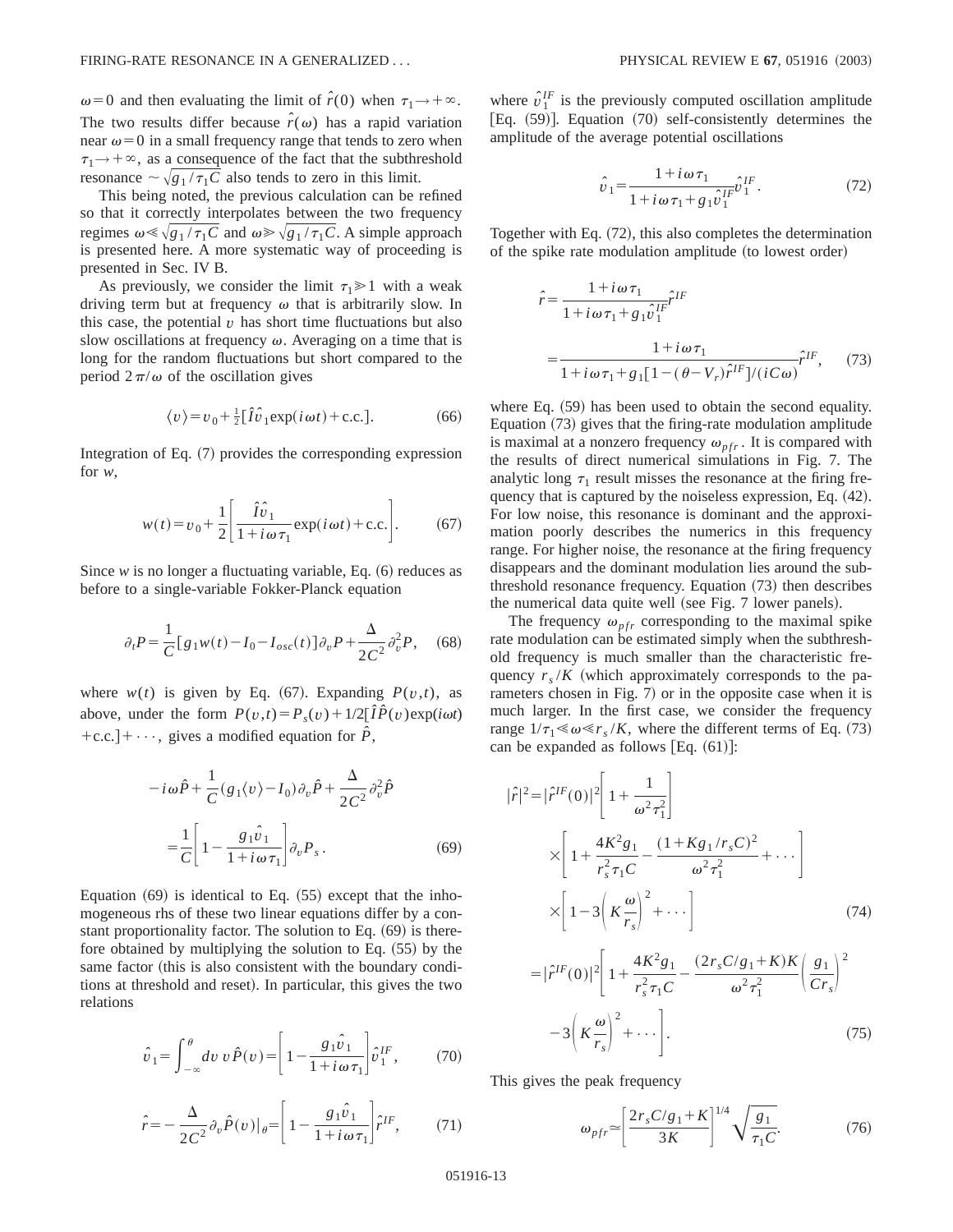$\omega=0$ and then evaluating the limit of $\hat{r}(0)$ when $\tau_1 \to +\infty$. The two results differ because $\hat{r}(\omega)$ has a rapid variation near $\omega=0$ in a small frequency range that tends to zero when $\tau_1 \to +\infty$, as a consequence of the fact that the subthreshold resonance $\sim \sqrt{g_1/\tau_1 C}$ also tends to zero in this limit.

This being noted, the previous calculation can be refined so that it correctly interpolates between the two frequency regimes $\omega \ll \sqrt{g_1/\tau_1 C}$ and $\omega \gg \sqrt{g_1/\tau_1 C}$. A simple approach is presented here. A more systematic way of proceeding is presented in Sec. IV B.

As previously, we consider the limit $\tau_1 \gg 1$ with a weak driving term but at frequency $\omega$ that is arbitrarily slow. In this case, the potential $v$ has short time fluctuations but also slow oscillations at frequency $\omega$. Averaging on a time that is long for the random fluctuations but short compared to the period $2\pi/\omega$ of the oscillation gives

$$\langle v \rangle = v_0 + \frac{1}{2}[\hat{I}\hat{v}_1 \exp(i\omega t) + \text{c.c.}]. \tag{66}$$

Integration of Eq. (7) provides the corresponding expression for $w$,

$$w(t) = v_0 + \frac{1}{2}\left[\frac{\hat{I}\hat{v}_1}{1+i\omega\tau_1}\exp(i\omega t) + \text{c.c.}\right]. \tag{67}$$

Since $w$ is no longer a fluctuating variable, Eq. (6) reduces as before to a single-variable Fokker-Planck equation

$$\partial_t P = \frac{1}{C}[g_1 w(t) - I_0 - I_{osc}(t)]\partial_v P + \frac{\Delta}{2C^2}\partial_v^2 P, \tag{68}$$

where $w(t)$ is given by Eq. (67). Expanding $P(v,t)$, as above, under the form $P(v,t) = P_s(v) + 1/2[\hat{I}\hat{P}(v)\exp(i\omega t) + \text{c.c.}] + \cdots$, gives a modified equation for $\hat{P}$,

$$-i\omega\hat{P} + \frac{1}{C}(g_1\langle v \rangle - I_0)\partial_v \hat{P} + \frac{\Delta}{2C^2}\partial_v^2 \hat{P} = \frac{1}{C}\left[1 - \frac{g_1\hat{v}_1}{1+i\omega\tau_1}\right]\partial_v P_s. \tag{69}$$

Equation (69) is identical to Eq. (55) except that the inhomogeneous rhs of these two linear equations differ by a constant proportionality factor. The solution to Eq. (69) is therefore obtained by multiplying the solution to Eq. (55) by the same factor (this is also consistent with the boundary conditions at threshold and reset). In particular, this gives the two relations

$$\hat{v}_1 = \int_{-\infty}^{\theta} dv\, v\, \hat{P}(v) = \left[1 - \frac{g_1\hat{v}_1}{1+i\omega\tau_1}\right]\hat{v}_1^{IF}, \tag{70}$$

$$\hat{r} = -\frac{\Delta}{2C^2}\partial_v \hat{P}(v)|_\theta = \left[1 - \frac{g_1\hat{v}_1}{1+i\omega\tau_1}\right]\hat{r}^{IF}, \tag{71}$$

where $\hat{v}_1^{IF}$ is the previously computed oscillation amplitude [Eq. (59)]. Equation (70) self-consistently determines the amplitude of the average potential oscillations

$$\hat{v}_1 = \frac{1+i\omega\tau_1}{1+i\omega\tau_1 + g_1\hat{v}_1^{IF}}\hat{v}_1^{IF}. \tag{72}$$

Together with Eq. (72), this also completes the determination of the spike rate modulation amplitude (to lowest order)

$$\hat{r} = \frac{1+i\omega\tau_1}{1+i\omega\tau_1 + g_1\hat{v}_1^{IF}}\hat{r}^{IF} = \frac{1+i\omega\tau_1}{1+i\omega\tau_1 + g_1[1-(\theta-V_r)\hat{r}^{IF}]/(iC\omega)}\hat{r}^{IF}, \tag{73}$$

where Eq. (59) has been used to obtain the second equality. Equation (73) gives that the firing-rate modulation amplitude is maximal at a nonzero frequency $\omega_{pfr}$. It is compared with the results of direct numerical simulations in Fig. 7. The analytic long $\tau_1$ result misses the resonance at the firing frequency that is captured by the noiseless expression, Eq. (42). For low noise, this resonance is dominant and the approximation poorly describes the numerics in this frequency range. For higher noise, the resonance at the firing frequency disappears and the dominant modulation lies around the subthreshold resonance frequency. Equation (73) then describes the numerical data quite well (see Fig. 7 lower panels).

The frequency $\omega_{pfr}$ corresponding to the maximal spike rate modulation can be estimated simply when the subthreshold frequency is much smaller than the characteristic frequency $r_s/K$ (which approximately corresponds to the parameters chosen in Fig. 7) or in the opposite case when it is much larger. In the first case, we consider the frequency range $1/\tau_1 \ll \omega \ll r_s/K$, where the different terms of Eq. (73) can be expanded as follows [Eq. (61)]:

$$|\hat{r}|^2 = |\hat{r}^{IF}(0)|^2\left[1 + \frac{1}{\omega^2\tau_1^2}\right] \times \left[1 + \frac{4K^2 g_1}{r_s^2\tau_1 C} - \frac{(1+Kg_1/r_sC)^2}{\omega^2\tau_1^2} + \cdots\right] \times \left[1 - 3\left(K\frac{\omega}{r_s}\right)^2 + \cdots\right] \tag{74}$$

$$= |\hat{r}^{IF}(0)|^2\left[1 + \frac{4K^2 g_1}{r_s^2\tau_1 C} - \frac{(2r_sC/g_1 + K)K}{\omega^2\tau_1^2}\left(\frac{g_1}{Cr_s}\right)^2 - 3\left(K\frac{\omega}{r_s}\right)^2 + \cdots\right]. \tag{75}$$

This gives the peak frequency

$$\omega_{pfr} \simeq \left[\frac{2r_sC/g_1 + K}{3K}\right]^{1/4}\sqrt{\frac{g_1}{\tau_1 C}}. \tag{76}$$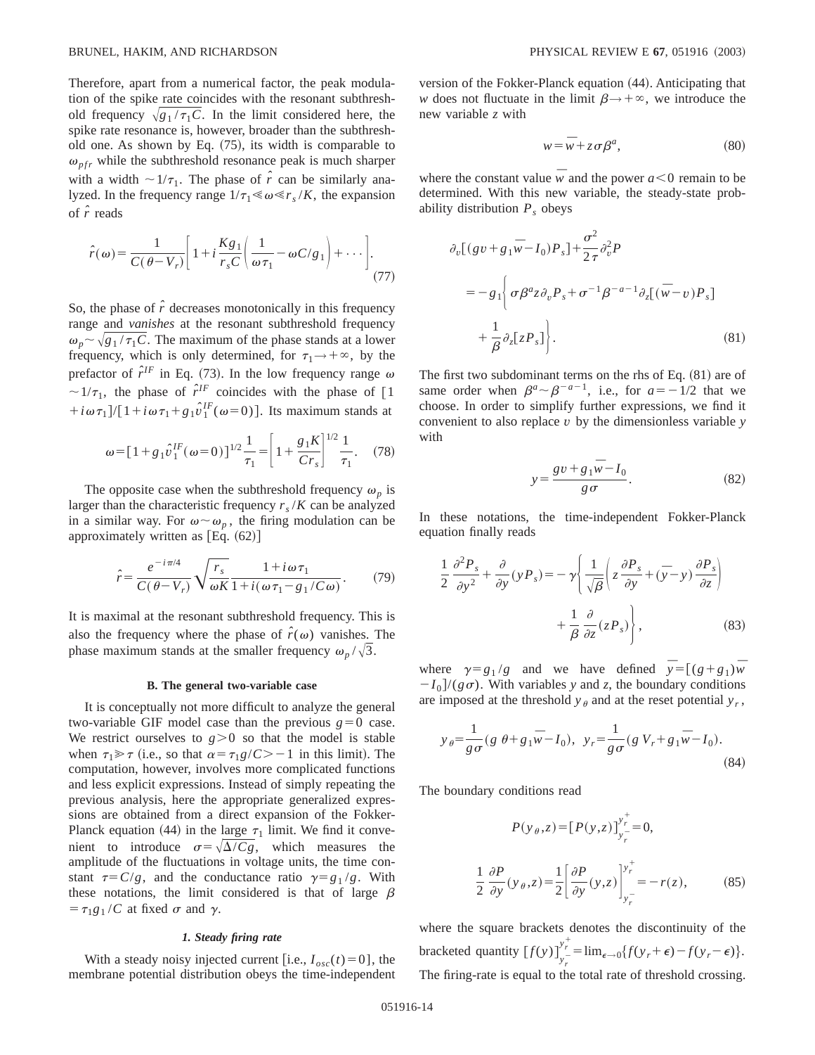Therefore, apart from a numerical factor, the peak modulation of the spike rate coincides with the resonant subthreshold frequency $\sqrt{g_1/\tau_1 C}$. In the limit considered here, the spike rate resonance is, however, broader than the subthreshold one. As shown by Eq. (75), its width is comparable to $\omega_{pfr}$ while the subthreshold resonance peak is much sharper with a width $\sim 1/\tau_1$. The phase of $\hat{r}$ can be similarly analyzed. In the frequency range $1/\tau_1 \ll \omega \ll r_s/K$, the expansion of $\hat{r}$ reads

$$\hat{r}(\omega)=\frac{1}{C(\theta-V_r)}\left[1+i\frac{Kg_1}{r_s C}\left(\frac{1}{\omega\tau_1}-\omega C/g_1\right)+\cdots\right]. \tag{77}$$

So, the phase of $\hat{r}$ decreases monotonically in this frequency range and *vanishes* at the resonant subthreshold frequency $\omega_p \sim \sqrt{g_1/\tau_1 C}$. The maximum of the phase stands at a lower frequency, which is only determined, for $\tau_1 \to +\infty$, by the prefactor of $\hat{r}^{IF}$ in Eq. (73). In the low frequency range $\omega \sim 1/\tau_1$, the phase of $\hat{r}^{IF}$ coincides with the phase of $[1+i\omega\tau_1]/[1+i\omega\tau_1+g_1\hat{v}_1^{IF}(\omega=0)]$. Its maximum stands at

$$\omega=[1+g_1\hat{v}_1^{IF}(\omega=0)]^{1/2}\frac{1}{\tau_1}=\left[1+\frac{g_1 K}{C r_s}\right]^{1/2}\frac{1}{\tau_1}. \tag{78}$$

The opposite case when the subthreshold frequency $\omega_p$ is larger than the characteristic frequency $r_s/K$ can be analyzed in a similar way. For $\omega \sim \omega_p$, the firing modulation can be approximately written as [Eq. (62)]

$$\hat{r}=\frac{e^{-i\pi/4}}{C(\theta-V_r)}\sqrt{\frac{r_s}{\omega K}}\frac{1+i\omega\tau_1}{1+i(\omega\tau_1-g_1/C\omega)}. \tag{79}$$

It is maximal at the resonant subthreshold frequency. This is also the frequency where the phase of $\hat{r}(\omega)$ vanishes. The phase maximum stands at the smaller frequency $\omega_p/\sqrt{3}$.

### B. The general two-variable case

It is conceptually not more difficult to analyze the general two-variable GIF model case than the previous $g=0$ case. We restrict ourselves to $g>0$ so that the model is stable when $\tau_1 \gg \tau$ (i.e., so that $\alpha=\tau_1 g/C > -1$ in this limit). The computation, however, involves more complicated functions and less explicit expressions. Instead of simply repeating the previous analysis, here the appropriate generalized expressions are obtained from a direct expansion of the Fokker-Planck equation (44) in the large $\tau_1$ limit. We find it convenient to introduce $\sigma=\sqrt{\Delta/Cg}$, which measures the amplitude of the fluctuations in voltage units, the time constant $\tau=C/g$, and the conductance ratio $\gamma=g_1/g$. With these notations, the limit considered is that of large $\beta=\tau_1 g_1/C$ at fixed $\sigma$ and $\gamma$.

#### 1. Steady firing rate

With a steady noisy injected current [i.e., $I_{osc}(t)=0$], the membrane potential distribution obeys the time-independent version of the Fokker-Planck equation (44). Anticipating that $w$ does not fluctuate in the limit $\beta \to +\infty$, we introduce the new variable $z$ with

$$w=\overline{w}+z\sigma\beta^a, \tag{80}$$

where the constant value $\overline{w}$ and the power $a<0$ remain to be determined. With this new variable, the steady-state probability distribution $P_s$ obeys

$$\partial_v[(gv+g_1\overline{w}-I_0)P_s]+\frac{\sigma^2}{2\tau}\partial_v^2 P = -g_1\left\{\sigma\beta^a z\partial_v P_s+\sigma^{-1}\beta^{-a-1}\partial_z[(\overline{w}-v)P_s] + \frac{1}{\beta}\partial_z[zP_s]\right\}. \tag{81}$$

The first two subdominant terms on the rhs of Eq. (81) are of same order when $\beta^a \sim \beta^{-a-1}$, i.e., for $a=-1/2$ that we choose. In order to simplify further expressions, we find it convenient to also replace $v$ by the dimensionless variable $y$ with

$$y=\frac{gv+g_1\overline{w}-I_0}{g\sigma}. \tag{82}$$

In these notations, the time-independent Fokker-Planck equation finally reads

$$\frac{1}{2}\frac{\partial^2 P_s}{\partial y^2}+\frac{\partial}{\partial y}(yP_s)=-\gamma\left\{\frac{1}{\sqrt{\beta}}\left(z\frac{\partial P_s}{\partial y}+(\overline{y}-y)\frac{\partial P_s}{\partial z}\right) + \frac{1}{\beta}\frac{\partial}{\partial z}(zP_s)\right\}, \tag{83}$$

where $\gamma=g_1/g$ and we have defined $\overline{y}=[(g+g_1)\overline{w}-I_0]/(g\sigma)$. With variables $y$ and $z$, the boundary conditions are imposed at the threshold $y_\theta$ and at the reset potential $y_r$,

$$y_\theta=\frac{1}{g\sigma}(g\,\theta+g_1\overline{w}-I_0),\;\; y_r=\frac{1}{g\sigma}(g\,V_r+g_1\overline{w}-I_0). \tag{84}$$

The boundary conditions read

$$P(y_\theta,z)=[P(y,z)]_{y_r^-}^{y_r^+}=0,$$

$$\frac{1}{2}\frac{\partial P}{\partial y}(y_\theta,z)=\frac{1}{2}\left[\frac{\partial P}{\partial y}(y,z)\right]_{y_r^-}^{y_r^+}=-r(z), \tag{85}$$

where the square brackets denotes the discontinuity of the bracketed quantity $[f(y)]_{y_r^-}^{y_r^+}=\lim_{\epsilon\to 0}\{f(y_r+\epsilon)-f(y_r-\epsilon)\}$. The firing-rate is equal to the total rate of threshold crossing.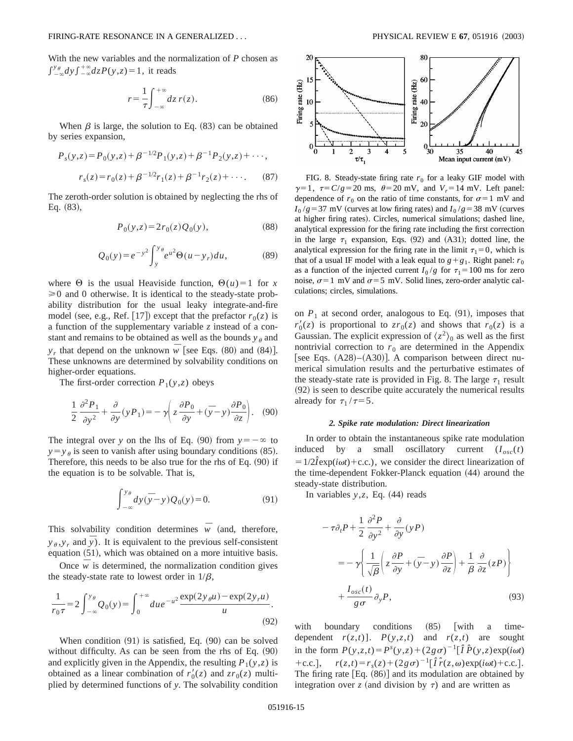With the new variables and the normalization of $P$ chosen as $\int_{-\infty}^{y_\theta} dy \int_{-\infty}^{+\infty} dz P(y,z) = 1$, it reads

$$r = \frac{1}{\tau}\int_{-\infty}^{+\infty} dz\, r(z). \tag{86}$$

When $\beta$ is large, the solution to Eq. (83) can be obtained by series expansion,

$$P_s(y,z) = P_0(y,z) + \beta^{-1/2} P_1(y,z) + \beta^{-1} P_2(y,z) + \cdots,$$

$$r_s(z) = r_0(z) + \beta^{-1/2} r_1(z) + \beta^{-1} r_2(z) + \cdots. \tag{87}$$

The zeroth-order solution is obtained by neglecting the rhs of Eq. (83),

$$P_0(y,z) = 2 r_0(z) Q_0(y), \tag{88}$$

$$Q_0(y) = e^{-y^2}\int_y^{y_\theta} e^{u^2}\Theta(u - y_r)\, du, \tag{89}$$

where $\Theta$ is the usual Heaviside function, $\Theta(u)=1$ for $x \geq 0$ and 0 otherwise. It is identical to the steady-state probability distribution for the usual leaky integrate-and-fire model (see, e.g., Ref. [17]) except that the prefactor $r_0(z)$ is a function of the supplementary variable $z$ instead of a constant and remains to be obtained as well as the bounds $y_\theta$ and $y_r$ that depend on the unknown $\overline{w}$ [see Eqs. (80) and (84)]. These unknowns are determined by solvability conditions on higher-order equations.

The first-order correction $P_1(y,z)$ obeys

$$\frac{1}{2}\frac{\partial^2 P_1}{\partial y^2} + \frac{\partial}{\partial y}(y P_1) = -\gamma\left( z\frac{\partial P_0}{\partial y} + (\overline{y} - y)\frac{\partial P_0}{\partial z}\right). \tag{90}$$

The integral over $y$ on the lhs of Eq. (90) from $y=-\infty$ to $y = y_\theta$ is seen to vanish after using boundary conditions (85). Therefore, this needs to be also true for the rhs of Eq. (90) if the equation is to be solvable. That is,

$$\int_{-\infty}^{y_\theta} dy (\overline{y} - y) Q_0(y) = 0. \tag{91}$$

This solvability condition determines $\overline{w}$ (and, therefore, $y_\theta, y_r$ and $\overline{y}$). It is equivalent to the previous self-consistent equation (51), which was obtained on a more intuitive basis.

Once $\overline{w}$ is determined, the normalization condition gives the steady-state rate to lowest order in $1/\beta$,

$$\frac{1}{r_0 \tau} = 2\int_{-\infty}^{y_\theta} Q_0(y) = \int_0^{+\infty} du\, e^{-u^2}\frac{\exp(2 y_\theta u) - \exp(2 y_r u)}{u}. \tag{92}$$

When condition (91) is satisfied, Eq. (90) can be solved without difficulty. As can be seen from the rhs of Eq. (90) and explicitly given in the Appendix, the resulting $P_1(y,z)$ is obtained as a linear combination of $r_0'(z)$ and $z r_0(z)$ multiplied by determined functions of $y$. The solvability condition on $P_1$ at second order, analogous to Eq. (91), imposes that $r_0'(z)$ is proportional to $z r_0(z)$ and shows that $r_0(z)$ is a Gaussian. The explicit expression of $\langle z^2\rangle_0$ as well as the first nontrivial correction to $r_0$ are determined in the Appendix [see Eqs. (A28)–(A30)]. A comparison between direct numerical simulation results and the perturbative estimates of the steady-state rate is provided in Fig. 8. The large $\tau_1$ result (92) is seen to describe quite accurately the numerical results already for $\tau_1/\tau = 5$.

FIG. 8. Steady-state firing rate $r_0$ for a leaky GIF model with $\gamma=1$, $\tau = C/g = 20$ ms, $\theta = 20$ mV, and $V_r = 14$ mV. Left panel: dependence of $r_0$ on the ratio of time constants, for $\sigma = 1$ mV and $I_0/g = 37$ mV (curves at low firing rates) and $I_0/g = 38$ mV (curves at higher firing rates). Circles, numerical simulations; dashed line, analytical expression for the firing rate including the first correction in the large $\tau_1$ expansion, Eqs. (92) and (A31); dotted line, the analytical expression for the firing rate in the limit $\tau_1 = 0$, which is that of a usual IF model with a leak equal to $g + g_1$. Right panel: $r_0$ as a function of the injected current $I_0/g$ for $\tau_1 = 100$ ms for zero noise, $\sigma = 1$ mV and $\sigma = 5$ mV. Solid lines, zero-order analytic calculations; circles, simulations.

#### 2. Spike rate modulation: Direct linearization

In order to obtain the instantaneous spike rate modulation induced by a small oscillatory current ($I_{osc}(t) = 1/2\hat{I}\exp(i\omega t) + \text{c.c.}$), we consider the direct linearization of the time-dependent Fokker-Planck equation (44) around the steady-state distribution.

In variables $y,z$, Eq. (44) reads

$$-\tau\partial_t P + \frac{1}{2}\frac{\partial^2 P}{\partial y^2} + \frac{\partial}{\partial y}(yP)$$
$$= -\gamma\left\{\frac{1}{\sqrt{\beta}}\left( z\frac{\partial P}{\partial y} + (\overline{y} - y)\frac{\partial P}{\partial z}\right) + \frac{1}{\beta}\frac{\partial}{\partial z}(zP)\right\}$$
$$+ \frac{I_{osc}(t)}{g\sigma}\partial_y P, \tag{93}$$

with boundary conditions (85) [with a time-dependent $r(z,t)$]. $P(y,z,t)$ and $r(z,t)$ are sought in the form $P(y,z,t) = P^s(y,z) + (2g\sigma)^{-1}[\hat{I}\hat{P}(y,z)\exp(i\omega t) + \text{c.c.}]$, $r(z,t) = r_s(z) + (2g\sigma)^{-1}[\hat{I}\hat{r}(z,\omega)\exp(i\omega t) + \text{c.c.}]$. The firing rate [Eq. (86)] and its modulation are obtained by integration over $z$ (and division by $\tau$) and are written as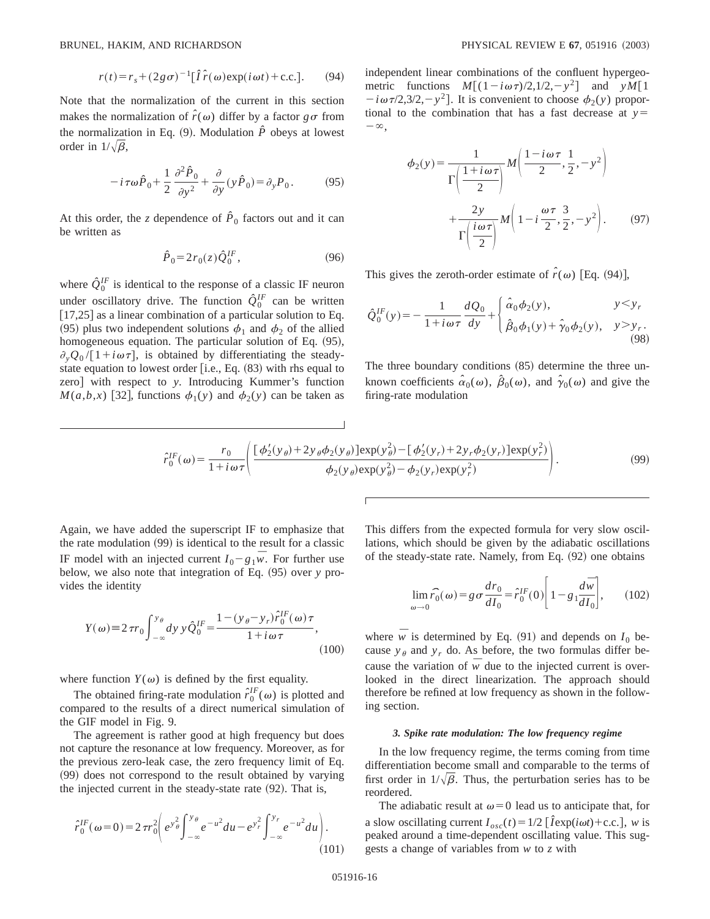$$r(t) = r_s + (2g\sigma)^{-1}[\hat{I}\,\hat{r}(\omega)\exp(i\omega t) + \text{c.c.}]. \tag{94}$$

Note that the normalization of the current in this section makes the normalization of $\hat{r}(\omega)$ differ by a factor $g\sigma$ from the normalization in Eq. (9). Modulation $\hat{P}$ obeys at lowest order in $1/\sqrt{\beta}$,

$$-i\tau\omega\hat{P}_0 + \frac{1}{2}\frac{\partial^2 \hat{P}_0}{\partial y^2} + \frac{\partial}{\partial y}(y\hat{P}_0) = \partial_y P_0. \tag{95}$$

At this order, the $z$ dependence of $\hat{P}_0$ factors out and it can be written as

$$\hat{P}_0 = 2r_0(z)\hat{Q}_0^{IF}, \tag{96}$$

where $\hat{Q}_0^{IF}$ is identical to the response of a classic IF neuron under oscillatory drive. The function $\hat{Q}_0^{IF}$ can be written [17,25] as a linear combination of a particular solution to Eq. (95) plus two independent solutions $\phi_1$ and $\phi_2$ of the allied homogeneous equation. The particular solution of Eq. (95), $\partial_y Q_0/[1+i\omega\tau]$, is obtained by differentiating the steady-state equation to lowest order [i.e., Eq. (83) with rhs equal to zero] with respect to $y$. Introducing Kummer's function $M(a,b,x)$ [32], functions $\phi_1(y)$ and $\phi_2(y)$ can be taken as independent linear combinations of the confluent hypergeometric functions $M[(1-i\omega\tau)/2,1/2,-y^2]$ and $yM[1-i\omega\tau/2,3/2,-y^2]$. It is convenient to choose $\phi_2(y)$ proportional to the combination that has a fast decrease at $y=-\infty$,

$$\phi_2(y) = \frac{1}{\Gamma\left(\frac{1+i\omega\tau}{2}\right)} M\left(\frac{1-i\omega\tau}{2}, \frac{1}{2}, -y^2\right) + \frac{2y}{\Gamma\left(\frac{i\omega\tau}{2}\right)} M\left(1 - i\frac{\omega\tau}{2}, \frac{3}{2}, -y^2\right). \tag{97}$$

This gives the zeroth-order estimate of $\hat{r}(\omega)$ [Eq. (94)],

$$\hat{Q}_0^{IF}(y) = -\frac{1}{1+i\omega\tau}\frac{dQ_0}{dy} + \begin{cases} \hat{\alpha}_0\phi_2(y), & y<y_r \\ \hat{\beta}_0\phi_1(y) + \hat{\gamma}_0\phi_2(y), & y>y_r. \end{cases} \tag{98}$$

The three boundary conditions (85) determine the three unknown coefficients $\hat{\alpha}_0(\omega)$, $\hat{\beta}_0(\omega)$, and $\hat{\gamma}_0(\omega)$ and give the firing-rate modulation

$$\hat{r}_0^{IF}(\omega) = \frac{r_0}{1+i\omega\tau}\left(\frac{[\phi_2'(y_\theta) + 2y_\theta\phi_2(y_\theta)]\exp(y_\theta^2) - [\phi_2'(y_r) + 2y_r\phi_2(y_r)]\exp(y_r^2)}{\phi_2(y_\theta)\exp(y_\theta^2) - \phi_2(y_r)\exp(y_r^2)}\right). \tag{99}$$

Again, we have added the superscript IF to emphasize that the rate modulation (99) is identical to the result for a classic IF model with an injected current $I_0 - g_1\overline{w}$. For further use below, we also note that integration of Eq. (95) over $y$ provides the identity

$$Y(\omega) \equiv 2\tau r_0 \int_{-\infty}^{y_\theta} dy\, y\hat{Q}_0^{IF} = \frac{1-(y_\theta - y_r)\hat{r}_0^{IF}(\omega)\tau}{1+i\omega\tau}, \tag{100}$$

where function $Y(\omega)$ is defined by the first equality.

The obtained firing-rate modulation $\hat{r}_0^{IF}(\omega)$ is plotted and compared to the results of a direct numerical simulation of the GIF model in Fig. 9.

The agreement is rather good at high frequency but does not capture the resonance at low frequency. Moreover, as for the previous zero-leak case, the zero frequency limit of Eq. (99) does not correspond to the result obtained by varying the injected current in the steady-state rate (92). That is,

$$\hat{r}_0^{IF}(\omega=0) = 2\tau r_0^2\left(e^{y_\theta^2}\int_{-\infty}^{y_\theta} e^{-u^2}du - e^{y_r^2}\int_{-\infty}^{y_r} e^{-u^2}du\right). \tag{101}$$

This differs from the expected formula for very slow oscillations, which should be given by the adiabatic oscillations of the steady-state rate. Namely, from Eq. (92) one obtains

$$\lim_{\omega\to 0}\widehat{r_0}(\omega) = g\sigma\frac{dr_0}{dI_0} = \hat{r}_0^{IF}(0)\left[1 - g_1\frac{d\overline{w}}{dI_0}\right], \tag{102}$$

where $\overline{w}$ is determined by Eq. (91) and depends on $I_0$ because $y_\theta$ and $y_r$ do. As before, the two formulas differ because the variation of $\overline{w}$ due to the injected current is overlooked in the direct linearization. The approach should therefore be refined at low frequency as shown in the following section.

### *3. Spike rate modulation: The low frequency regime*

In the low frequency regime, the terms coming from time differentiation become small and comparable to the terms of first order in $1/\sqrt{\beta}$. Thus, the perturbation series has to be reordered.

The adiabatic result at $\omega=0$ lead us to anticipate that, for a slow oscillating current $I_{osc}(t) = 1/2\,[\hat{I}\exp(i\omega t) + \text{c.c.}]$, $w$ is peaked around a time-dependent oscillating value. This suggests a change of variables from $w$ to $z$ with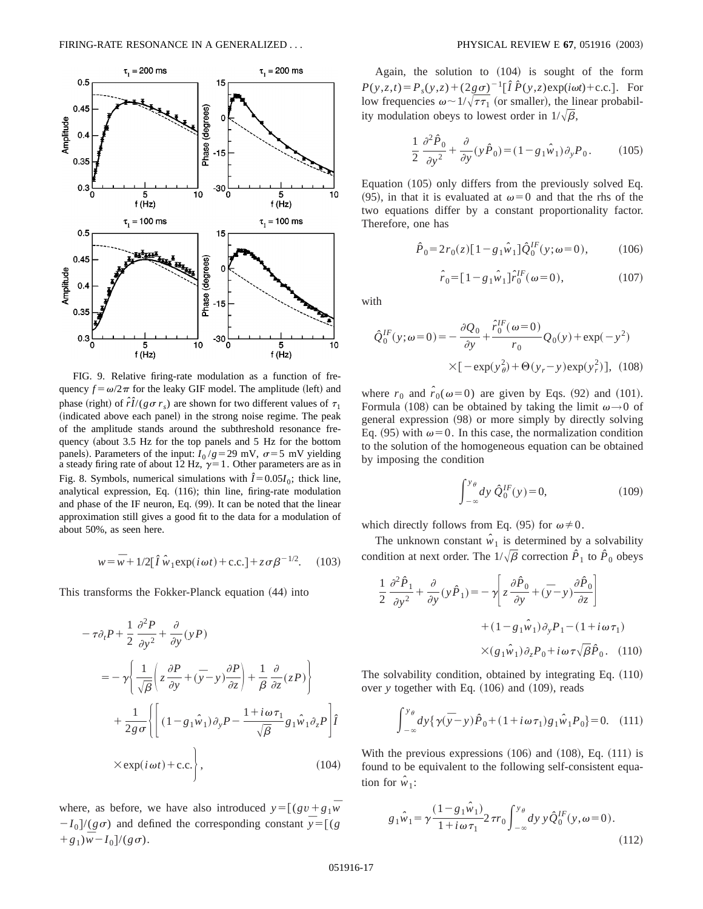FIG. 9. Relative firing-rate modulation as a function of frequency $f=\omega/2\pi$ for the leaky GIF model. The amplitude (left) and phase (right) of $\hat{r}\hat{I}/(g\sigma r_s)$ are shown for two different values of $\tau_1$ (indicated above each panel) in the strong noise regime. The peak of the amplitude stands around the subthreshold resonance frequency (about 3.5 Hz for the top panels and 5 Hz for the bottom panels). Parameters of the input: $I_0/g=29$ mV, $\sigma=5$ mV yielding a steady firing rate of about 12 Hz, $\gamma=1$. Other parameters are as in Fig. 8. Symbols, numerical simulations with $\hat{I}=0.05I_0$; thick line, analytical expression, Eq. (116); thin line, firing-rate modulation and phase of the IF neuron, Eq. (99). It can be noted that the linear approximation still gives a good fit to the data for a modulation of about 50%, as seen here.

$$w=\overline{w}+1/2[\hat{I}\,\hat{w}_1\exp(i\omega t)+\text{c.c.}]+z\sigma\beta^{-1/2}. \quad (103)$$

This transforms the Fokker-Planck equation (44) into

$$\begin{aligned}
-\tau\partial_t P+\frac{1}{2}\frac{\partial^2 P}{\partial y^2}+\frac{\partial}{\partial y}(yP) &= -\gamma\left\{\frac{1}{\sqrt{\beta}}\left(z\frac{\partial P}{\partial y}+(\overline{y}-y)\frac{\partial P}{\partial z}\right)+\frac{1}{\beta}\frac{\partial}{\partial z}(zP)\right\}\\
&\quad+\frac{1}{2g\sigma}\left\{\left[(1-g_1\hat{w}_1)\partial_y P-\frac{1+i\omega\tau_1}{\sqrt{\beta}}g_1\hat{w}_1\partial_z P\right]\hat{I}\right.\\
&\quad\left.\times\exp(i\omega t)+\text{c.c.}\right\},
\end{aligned} \quad (104)$$

where, as before, we have also introduced $y=[(gv+g_1\overline{w}-I_0]/(g\sigma)$ and defined the corresponding constant $\overline{y}=[(g+g_1)\overline{w}-I_0]/(g\sigma)$.

Again, the solution to (104) is sought of the form $P(y,z,t)=P_s(y,z)+(2g\sigma)^{-1}[\hat{I}\,\hat{P}(y,z)\exp(i\omega t)+\text{c.c.}]$. For low frequencies $\omega\sim 1/\sqrt{\tau\tau_1}$ (or smaller), the linear probability modulation obeys to lowest order in $1/\sqrt{\beta}$,

$$\frac{1}{2}\frac{\partial^2\hat{P}_0}{\partial y^2}+\frac{\partial}{\partial y}(y\hat{P}_0)=(1-g_1\hat{w}_1)\partial_y P_0. \quad (105)$$

Equation (105) only differs from the previously solved Eq. (95), in that it is evaluated at $\omega=0$ and that the rhs of the two equations differ by a constant proportionality factor. Therefore, one has

$$\hat{P}_0=2r_0(z)[1-g_1\hat{w}_1]\hat{Q}_0^{IF}(y;\omega=0), \quad (106)$$

$$\hat{r}_0=[1-g_1\hat{w}_1]\hat{r}_0^{IF}(\omega=0), \quad (107)$$

with

$$\hat{Q}_0^{IF}(y;\omega=0)=-\frac{\partial Q_0}{\partial y}+\frac{\hat{r}_0^{IF}(\omega=0)}{r_0}Q_0(y)+\exp(-y^2)\times[-\exp(y_\theta^2)+\Theta(y_r-y)\exp(y_r^2)], \quad (108)$$

where $r_0$ and $\hat{r}_0(\omega=0)$ are given by Eqs. (92) and (101). Formula (108) can be obtained by taking the limit $\omega\to 0$ of general expression (98) or more simply by directly solving Eq. (95) with $\omega=0$. In this case, the normalization condition to the solution of the homogeneous equation can be obtained by imposing the condition

$$\int_{-\infty}^{y_\theta}dy\,\hat{Q}_0^{IF}(y)=0, \quad (109)$$

which directly follows from Eq. (95) for $\omega\neq 0$.

The unknown constant $\hat{w}_1$ is determined by a solvability condition at next order. The $1/\sqrt{\beta}$ correction $\hat{P}_1$ to $\hat{P}_0$ obeys

$$\begin{aligned}
\frac{1}{2}\frac{\partial^2\hat{P}_1}{\partial y^2}+\frac{\partial}{\partial y}(y\hat{P}_1) &= -\gamma\left[z\frac{\partial\hat{P}_0}{\partial y}+(\overline{y}-y)\frac{\partial\hat{P}_0}{\partial z}\right]\\
&\quad+(1-g_1\hat{w}_1)\partial_y P_1-(1+i\omega\tau_1)\\
&\quad\times(g_1\hat{w}_1)\partial_z P_0+i\omega\tau\sqrt{\beta}\hat{P}_0.
\end{aligned} \quad (110)$$

The solvability condition, obtained by integrating Eq. (110) over $y$ together with Eq. (106) and (109), reads

$$\int_{-\infty}^{y_\theta}dy\{\gamma(\overline{y}-y)\hat{P}_0+(1+i\omega\tau_1)g_1\hat{w}_1P_0\}=0. \quad (111)$$

With the previous expressions (106) and (108), Eq. (111) is found to be equivalent to the following self-consistent equation for $\hat{w}_1$:

$$g_1\hat{w}_1=\gamma\frac{(1-g_1\hat{w}_1)}{1+i\omega\tau_1}2\tau r_0\int_{-\infty}^{y_\theta}dy\,y\hat{Q}_0^{IF}(y,\omega=0). \quad (112)$$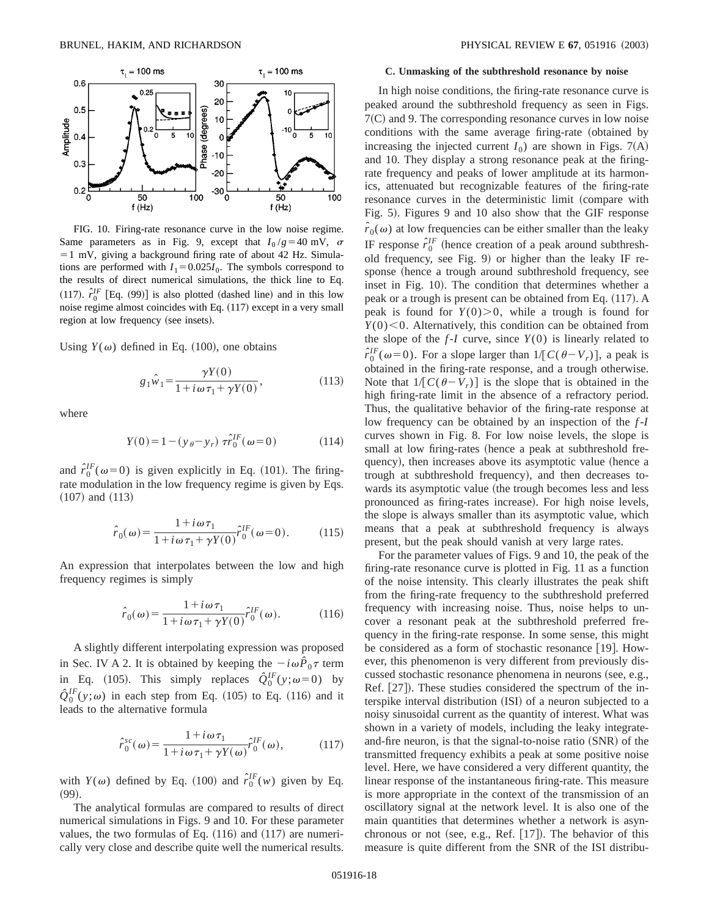FIG. 10. Firing-rate resonance curve in the low noise regime. Same parameters as in Fig. 9, except that $I_0/g=40$ mV, $\sigma=1$ mV, giving a background firing rate of about 42 Hz. Simulations are performed with $I_1=0.025I_0$. The symbols correspond to the results of direct numerical simulations, the thick line to Eq. (117). $\hat{r}_0^{IF}$ [Eq. (99)] is also plotted (dashed line) and in this low noise regime almost coincides with Eq. (117) except in a very small region at low frequency (see insets).

Using $Y(\omega)$ defined in Eq. (100), one obtains

$$g_1\hat{w}_1=\frac{\gamma Y(0)}{1+i\omega\tau_1+\gamma Y(0)}, \tag{113}$$

where

$$Y(0)=1-(y_\theta-y_r)\,\tau\hat{r}_0^{IF}(\omega=0) \tag{114}$$

and $\hat{r}_0^{IF}(\omega=0)$ is given explicitly in Eq. (101). The firing-rate modulation in the low frequency regime is given by Eqs. (107) and (113)

$$\hat{r}_0(\omega)=\frac{1+i\omega\tau_1}{1+i\omega\tau_1+\gamma Y(0)}\hat{r}_0^{IF}(\omega=0). \tag{115}$$

An expression that interpolates between the low and high frequency regimes is simply

$$\hat{r}_0(\omega)=\frac{1+i\omega\tau_1}{1+i\omega\tau_1+\gamma Y(0)}\hat{r}_0^{IF}(\omega). \tag{116}$$

A slightly different interpolating expression was proposed in Sec. IV A 2. It is obtained by keeping the $-i\omega\hat{P}_0\tau$ term in Eq. (105). This simply replaces $\hat{Q}_0^{IF}(y;\omega=0)$ by $\hat{Q}_0^{IF}(y;\omega)$ in each step from Eq. (105) to Eq. (116) and it leads to the alternative formula

$$\hat{r}_0^{sc}(\omega)=\frac{1+i\omega\tau_1}{1+i\omega\tau_1+\gamma Y(\omega)}\hat{r}_0^{IF}(\omega), \tag{117}$$

with $Y(\omega)$ defined by Eq. (100) and $\hat{r}_0^{IF}(w)$ given by Eq. (99).

The analytical formulas are compared to results of direct numerical simulations in Figs. 9 and 10. For these parameter values, the two formulas of Eq. (116) and (117) are numerically very close and describe quite well the numerical results.

### C. Unmasking of the subthreshold resonance by noise

In high noise conditions, the firing-rate resonance curve is peaked around the subthreshold frequency as seen in Figs. 7(C) and 9. The corresponding resonance curves in low noise conditions with the same average firing-rate (obtained by increasing the injected current $I_0$) are shown in Figs. 7(A) and 10. They display a strong resonance peak at the firing-rate frequency and peaks of lower amplitude at its harmonics, attenuated but recognizable features of the firing-rate resonance curves in the deterministic limit (compare with Fig. 5). Figures 9 and 10 also show that the GIF response $\hat{r}_0(\omega)$ at low frequencies can be either smaller than the leaky IF response $\hat{r}_0^{IF}$ (hence creation of a peak around subthreshold frequency, see Fig. 9) or higher than the leaky IF response (hence a trough around subthreshold frequency, see inset in Fig. 10). The condition that determines whether a peak or a trough is present can be obtained from Eq. (117). A peak is found for $Y(0)>0$, while a trough is found for $Y(0)<0$. Alternatively, this condition can be obtained from the slope of the $f$-$I$ curve, since $Y(0)$ is linearly related to $\hat{r}_0^{IF}(\omega=0)$. For a slope larger than $1/[C(\theta-V_r)]$, a peak is obtained in the firing-rate response, and a trough otherwise. Note that $1/[C(\theta-V_r)]$ is the slope that is obtained in the high firing-rate limit in the absence of a refractory period. Thus, the qualitative behavior of the firing-rate response at low frequency can be obtained by an inspection of the $f$-$I$ curves shown in Fig. 8. For low noise levels, the slope is small at low firing-rates (hence a peak at subthreshold frequency), then increases above its asymptotic value (hence a trough at subthreshold frequency), and then decreases towards its asymptotic value (the trough becomes less and less pronounced as firing-rates increase). For high noise levels, the slope is always smaller than its asymptotic value, which means that a peak at subthreshold frequency is always present, but the peak should vanish at very large rates.

For the parameter values of Figs. 9 and 10, the peak of the firing-rate resonance curve is plotted in Fig. 11 as a function of the noise intensity. This clearly illustrates the peak shift from the firing-rate frequency to the subthreshold preferred frequency with increasing noise. Thus, noise helps to uncover a resonant peak at the subthreshold preferred frequency in the firing-rate response. In some sense, this might be considered as a form of stochastic resonance [19]. However, this phenomenon is very different from previously discussed stochastic resonance phenomena in neurons (see, e.g., Ref. [27]). These studies considered the spectrum of the interspike interval distribution (ISI) of a neuron subjected to a noisy sinusoidal current as the quantity of interest. What was shown in a variety of models, including the leaky integrate-and-fire neuron, is that the signal-to-noise ratio (SNR) of the transmitted frequency exhibits a peak at some positive noise level. Here, we have considered a very different quantity, the linear response of the instantaneous firing-rate. This measure is more appropriate in the context of the transmission of an oscillatory signal at the network level. It is also one of the main quantities that determines whether a network is asynchronous or not (see, e.g., Ref. [17]). The behavior of this measure is quite different from the SNR of the ISI distribu-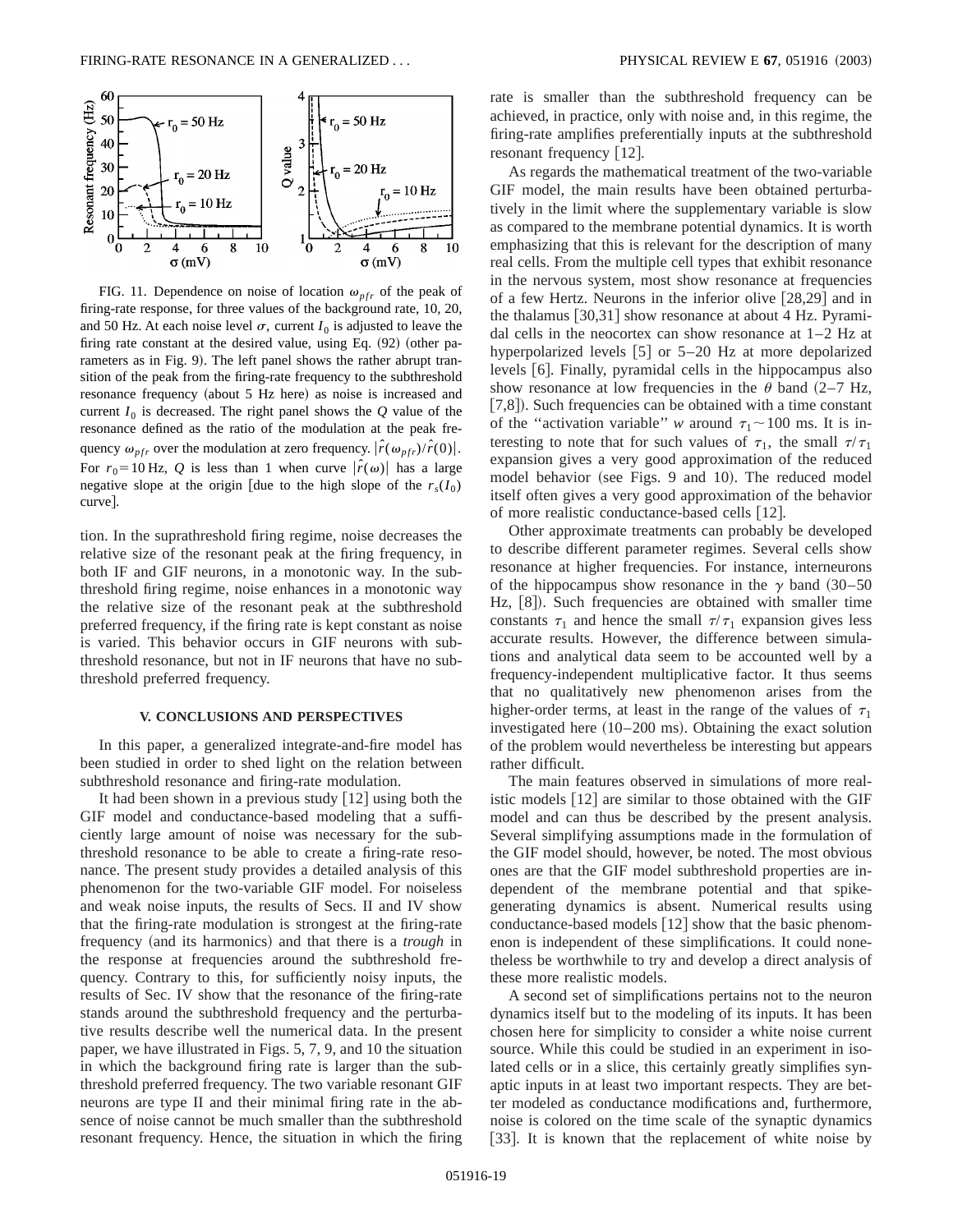FIG. 11. Dependence on noise of location $\omega_{pfr}$ of the peak of firing-rate response, for three values of the background rate, 10, 20, and 50 Hz. At each noise level $\sigma$, current $I_0$ is adjusted to leave the firing rate constant at the desired value, using Eq. (92) (other parameters as in Fig. 9). The left panel shows the rather abrupt transition of the peak from the firing-rate frequency to the subthreshold resonance frequency (about 5 Hz here) as noise is increased and current $I_0$ is decreased. The right panel shows the $Q$ value of the resonance defined as the ratio of the modulation at the peak frequency $\omega_{pfr}$ over the modulation at zero frequency. $|\hat{r}(\omega_{pfr})/\hat{r}(0)|$. For $r_0 = 10$ Hz, $Q$ is less than 1 when curve $|\hat{r}(\omega)|$ has a large negative slope at the origin [due to the high slope of the $r_s(I_0)$ curve].

tion. In the suprathreshold firing regime, noise decreases the relative size of the resonant peak at the firing frequency, in both IF and GIF neurons, in a monotonic way. In the subthreshold firing regime, noise enhances in a monotonic way the relative size of the resonant peak at the subthreshold preferred frequency, if the firing rate is kept constant as noise is varied. This behavior occurs in GIF neurons with subthreshold resonance, but not in IF neurons that have no subthreshold preferred frequency.

## V. CONCLUSIONS AND PERSPECTIVES

In this paper, a generalized integrate-and-fire model has been studied in order to shed light on the relation between subthreshold resonance and firing-rate modulation.

It had been shown in a previous study [12] using both the GIF model and conductance-based modeling that a sufficiently large amount of noise was necessary for the subthreshold resonance to be able to create a firing-rate resonance. The present study provides a detailed analysis of this phenomenon for the two-variable GIF model. For noiseless and weak noise inputs, the results of Secs. II and IV show that the firing-rate modulation is strongest at the firing-rate frequency (and its harmonics) and that there is a *trough* in the response at frequencies around the subthreshold frequency. Contrary to this, for sufficiently noisy inputs, the results of Sec. IV show that the resonance of the firing-rate stands around the subthreshold frequency and the perturbative results describe well the numerical data. In the present paper, we have illustrated in Figs. 5, 7, 9, and 10 the situation in which the background firing rate is larger than the subthreshold preferred frequency. The two variable resonant GIF neurons are type II and their minimal firing rate in the absence of noise cannot be much smaller than the subthreshold resonant frequency. Hence, the situation in which the firing rate is smaller than the subthreshold frequency can be achieved, in practice, only with noise and, in this regime, the firing-rate amplifies preferentially inputs at the subthreshold resonant frequency [12].

As regards the mathematical treatment of the two-variable GIF model, the main results have been obtained perturbatively in the limit where the supplementary variable is slow as compared to the membrane potential dynamics. It is worth emphasizing that this is relevant for the description of many real cells. From the multiple cell types that exhibit resonance in the nervous system, most show resonance at frequencies of a few Hertz. Neurons in the inferior olive [28,29] and in the thalamus [30,31] show resonance at about 4 Hz. Pyramidal cells in the neocortex can show resonance at 1–2 Hz at hyperpolarized levels [5] or 5–20 Hz at more depolarized levels [6]. Finally, pyramidal cells in the hippocampus also show resonance at low frequencies in the $\theta$ band (2–7 Hz, [7,8]). Such frequencies can be obtained with a time constant of the "activation variable" $w$ around $\tau_1 \sim 100$ ms. It is interesting to note that for such values of $\tau_1$, the small $\tau/\tau_1$ expansion gives a very good approximation of the reduced model behavior (see Figs. 9 and 10). The reduced model itself often gives a very good approximation of the behavior of more realistic conductance-based cells [12].

Other approximate treatments can probably be developed to describe different parameter regimes. Several cells show resonance at higher frequencies. For instance, interneurons of the hippocampus show resonance in the $\gamma$ band (30–50 Hz, [8]). Such frequencies are obtained with smaller time constants $\tau_1$ and hence the small $\tau/\tau_1$ expansion gives less accurate results. However, the difference between simulations and analytical data seem to be accounted well by a frequency-independent multiplicative factor. It thus seems that no qualitatively new phenomenon arises from the higher-order terms, at least in the range of the values of $\tau_1$ investigated here (10–200 ms). Obtaining the exact solution of the problem would nevertheless be interesting but appears rather difficult.

The main features observed in simulations of more realistic models [12] are similar to those obtained with the GIF model and can thus be described by the present analysis. Several simplifying assumptions made in the formulation of the GIF model should, however, be noted. The most obvious ones are that the GIF model subthreshold properties are independent of the membrane potential and that spike-generating dynamics is absent. Numerical results using conductance-based models [12] show that the basic phenomenon is independent of these simplifications. It could nonetheless be worthwhile to try and develop a direct analysis of these more realistic models.

A second set of simplifications pertains not to the neuron dynamics itself but to the modeling of its inputs. It has been chosen here for simplicity to consider a white noise current source. While this could be studied in an experiment in isolated cells or in a slice, this certainly greatly simplifies synaptic inputs in at least two important respects. They are better modeled as conductance modifications and, furthermore, noise is colored on the time scale of the synaptic dynamics [33]. It is known that the replacement of white noise by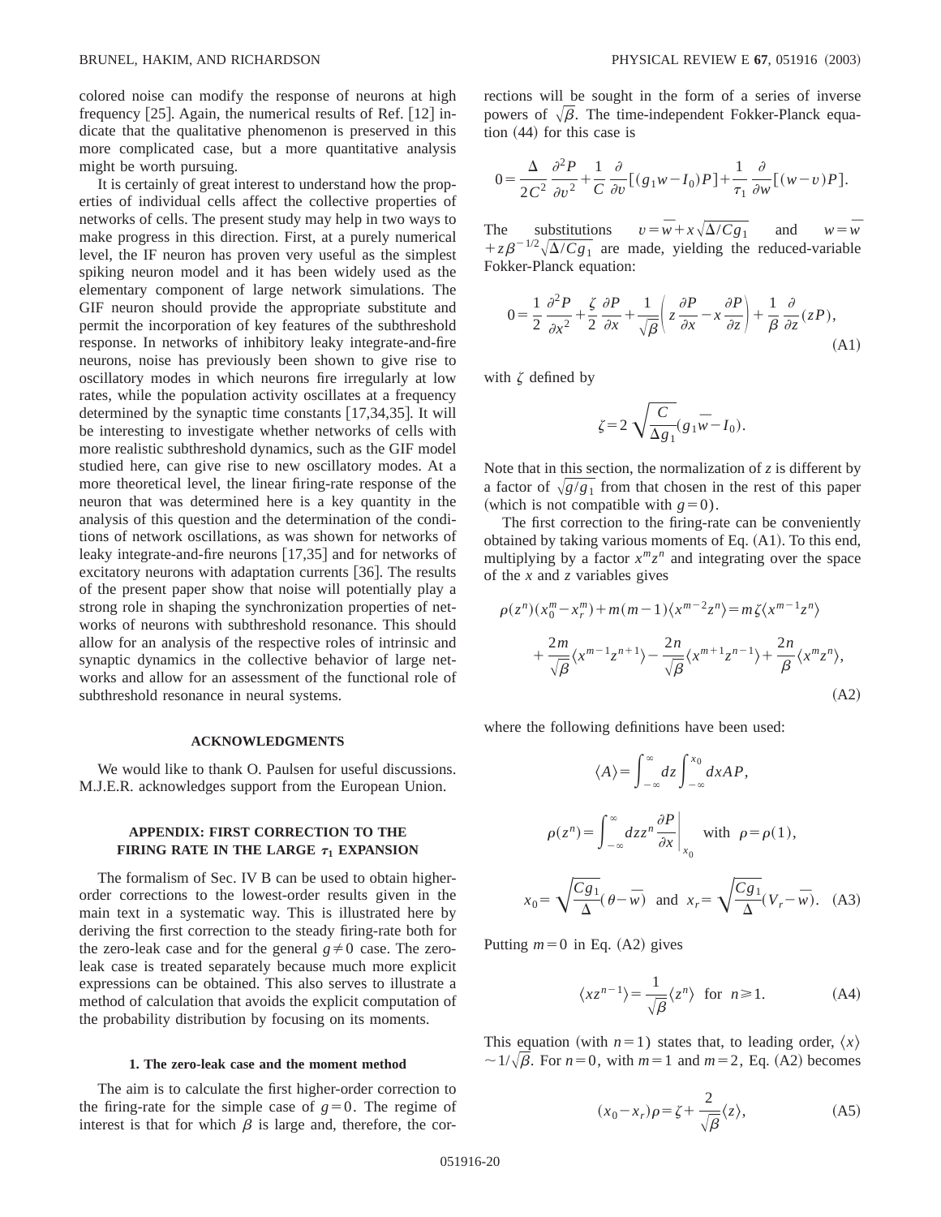colored noise can modify the response of neurons at high frequency [25]. Again, the numerical results of Ref. [12] indicate that the qualitative phenomenon is preserved in this more complicated case, but a more quantitative analysis might be worth pursuing.

It is certainly of great interest to understand how the properties of individual cells affect the collective properties of networks of cells. The present study may help in two ways to make progress in this direction. First, at a purely numerical level, the IF neuron has proven very useful as the simplest spiking neuron model and it has been widely used as the elementary component of large network simulations. The GIF neuron should provide the appropriate substitute and permit the incorporation of key features of the subthreshold response. In networks of inhibitory leaky integrate-and-fire neurons, noise has previously been shown to give rise to oscillatory modes in which neurons fire irregularly at low rates, while the population activity oscillates at a frequency determined by the synaptic time constants [17,34,35]. It will be interesting to investigate whether networks of cells with more realistic subthreshold dynamics, such as the GIF model studied here, can give rise to new oscillatory modes. At a more theoretical level, the linear firing-rate response of the neuron that was determined here is a key quantity in the analysis of this question and the determination of the conditions of network oscillations, as was shown for networks of leaky integrate-and-fire neurons [17,35] and for networks of excitatory neurons with adaptation currents [36]. The results of the present paper show that noise will potentially play a strong role in shaping the synchronization properties of networks of neurons with subthreshold resonance. This should allow for an analysis of the respective roles of intrinsic and synaptic dynamics in the collective behavior of large networks and allow for an assessment of the functional role of subthreshold resonance in neural systems.

## ACKNOWLEDGMENTS

We would like to thank O. Paulsen for useful discussions. M.J.E.R. acknowledges support from the European Union.

## APPENDIX: FIRST CORRECTION TO THE FIRING RATE IN THE LARGE $\tau_1$ EXPANSION

The formalism of Sec. IV B can be used to obtain higher-order corrections to the lowest-order results given in the main text in a systematic way. This is illustrated here by deriving the first correction to the steady firing-rate both for the zero-leak case and for the general $g \neq 0$ case. The zero-leak case is treated separately because much more explicit expressions can be obtained. This also serves to illustrate a method of calculation that avoids the explicit computation of the probability distribution by focusing on its moments.

### 1. The zero-leak case and the moment method

The aim is to calculate the first higher-order correction to the firing-rate for the simple case of $g=0$. The regime of interest is that for which $\beta$ is large and, therefore, the corrections will be sought in the form of a series of inverse powers of $\sqrt{\beta}$. The time-independent Fokker-Planck equation (44) for this case is

$$0=\frac{\Delta}{2C^2}\frac{\partial^2 P}{\partial v^2}+\frac{1}{C}\frac{\partial}{\partial v}[(g_1 w-I_0)P]+\frac{1}{\tau_1}\frac{\partial}{\partial w}[(w-v)P].$$

The substitutions $v=\overline{w}+x\sqrt{\Delta/Cg_1}$ and $w=\overline{w}+z\beta^{-1/2}\sqrt{\Delta/Cg_1}$ are made, yielding the reduced-variable Fokker-Planck equation:

$$0=\frac{1}{2}\frac{\partial^2 P}{\partial x^2}+\frac{\zeta}{2}\frac{\partial P}{\partial x}+\frac{1}{\sqrt{\beta}}\left(z\frac{\partial P}{\partial x}-x\frac{\partial P}{\partial z}\right)+\frac{1}{\beta}\frac{\partial}{\partial z}(zP), \tag{A1}$$

with $\zeta$ defined by

$$\zeta=2\sqrt{\frac{C}{\Delta g_1}}(g_1\overline{w}-I_0).$$

Note that in this section, the normalization of $z$ is different by a factor of $\sqrt{g/g_1}$ from that chosen in the rest of this paper (which is not compatible with $g=0$).

The first correction to the firing-rate can be conveniently obtained by taking various moments of Eq. (A1). To this end, multiplying by a factor $x^m z^n$ and integrating over the space of the $x$ and $z$ variables gives

$$\rho(z^n)(x_0^m-x_r^m)+m(m-1)\langle x^{m-2}z^n\rangle=m\zeta\langle x^{m-1}z^n\rangle+\frac{2m}{\sqrt{\beta}}\langle x^{m-1}z^{n+1}\rangle-\frac{2n}{\sqrt{\beta}}\langle x^{m+1}z^{n-1}\rangle+\frac{2n}{\beta}\langle x^m z^n\rangle, \tag{A2}$$

where the following definitions have been used:

$$\langle A\rangle=\int_{-\infty}^{\infty}dz\int_{-\infty}^{x_0}dx AP,$$

$$\rho(z^n)=\int_{-\infty}^{\infty}dz z^n\left.\frac{\partial P}{\partial x}\right|_{x_0}\quad\text{with}\quad\rho=\rho(1),$$

$$x_0=\sqrt{\frac{Cg_1}{\Delta}}(\theta-\overline{w})\quad\text{and}\quad x_r=\sqrt{\frac{Cg_1}{\Delta}}(V_r-\overline{w}). \tag{A3}$$

Putting $m=0$ in Eq. (A2) gives

$$\langle xz^{n-1}\rangle=\frac{1}{\sqrt{\beta}}\langle z^n\rangle\quad\text{for}\quad n\geq 1. \tag{A4}$$

This equation (with $n=1$) states that, to leading order, $\langle x\rangle\sim 1/\sqrt{\beta}$. For $n=0$, with $m=1$ and $m=2$, Eq. (A2) becomes

$$(x_0-x_r)\rho=\zeta+\frac{2}{\sqrt{\beta}}\langle z\rangle, \tag{A5}$$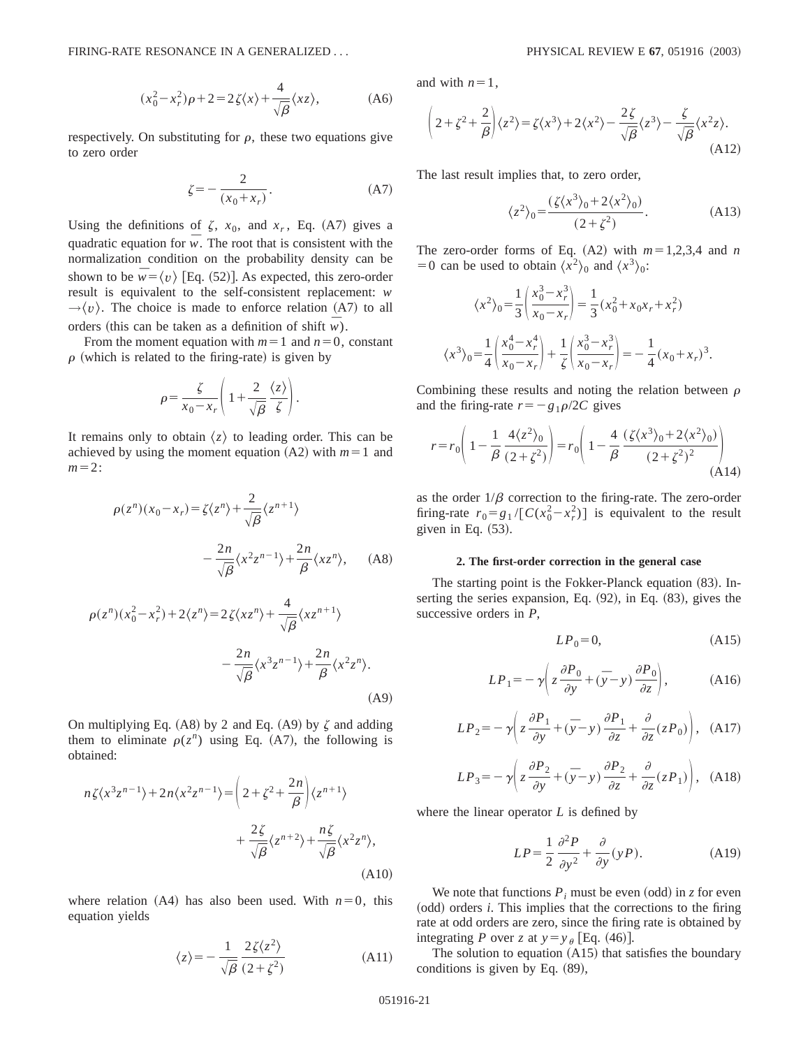$$(x_0^2-x_r^2)\rho+2=2\zeta\langle x\rangle+\frac{4}{\sqrt{\beta}}\langle xz\rangle, \tag{A6}$$

respectively. On substituting for $\rho$, these two equations give to zero order

$$\zeta=-\frac{2}{(x_0+x_r)}. \tag{A7}$$

Using the definitions of $\zeta$, $x_0$, and $x_r$, Eq. (A7) gives a quadratic equation for $\overline{w}$. The root that is consistent with the normalization condition on the probability density can be shown to be $\overline{w}=\langle v\rangle$ [Eq. (52)]. As expected, this zero-order result is equivalent to the self-consistent replacement: $w\rightarrow\langle v\rangle$. The choice is made to enforce relation (A7) to all orders (this can be taken as a definition of shift $\overline{w}$).

From the moment equation with $m=1$ and $n=0$, constant $\rho$ (which is related to the firing-rate) is given by

$$\rho=\frac{\zeta}{x_0-x_r}\left(1+\frac{2}{\sqrt{\beta}}\frac{\langle z\rangle}{\zeta}\right).$$

It remains only to obtain $\langle z\rangle$ to leading order. This can be achieved by using the moment equation (A2) with $m=1$ and $m=2$:

$$\rho\langle z^n\rangle(x_0-x_r)=\zeta\langle z^n\rangle+\frac{2}{\sqrt{\beta}}\langle z^{n+1}\rangle-\frac{2n}{\sqrt{\beta}}\langle x^2z^{n-1}\rangle+\frac{2n}{\beta}\langle xz^n\rangle, \tag{A8}$$

$$\rho\langle z^n\rangle(x_0^2-x_r^2)+2\langle z^n\rangle=2\zeta\langle xz^n\rangle+\frac{4}{\sqrt{\beta}}\langle xz^{n+1}\rangle-\frac{2n}{\sqrt{\beta}}\langle x^3z^{n-1}\rangle+\frac{2n}{\beta}\langle x^2z^n\rangle. \tag{A9}$$

On multiplying Eq. (A8) by 2 and Eq. (A9) by $\zeta$ and adding them to eliminate $\rho\langle z^n\rangle$ using Eq. (A7), the following is obtained:

$$n\zeta\langle x^3z^{n-1}\rangle+2n\langle x^2z^{n-1}\rangle=\left(2+\zeta^2+\frac{2n}{\beta}\right)\langle z^{n+1}\rangle+\frac{2\zeta}{\sqrt{\beta}}\langle z^{n+2}\rangle+\frac{n\zeta}{\sqrt{\beta}}\langle x^2z^n\rangle, \tag{A10}$$

where relation (A4) has also been used. With $n=0$, this equation yields

$$\langle z\rangle=-\frac{1}{\sqrt{\beta}}\frac{2\zeta\langle z^2\rangle}{(2+\zeta^2)} \tag{A11}$$

and with $n=1$,

$$\left(2+\zeta^2+\frac{2}{\beta}\right)\langle z^2\rangle=\zeta\langle x^3\rangle+2\langle x^2\rangle-\frac{2\zeta}{\sqrt{\beta}}\langle z^3\rangle-\frac{\zeta}{\sqrt{\beta}}\langle x^2z\rangle. \tag{A12}$$

The last result implies that, to zero order,

$$\langle z^2\rangle_0=\frac{(\zeta\langle x^3\rangle_0+2\langle x^2\rangle_0)}{(2+\zeta^2)}. \tag{A13}$$

The zero-order forms of Eq. (A2) with $m=1,2,3,4$ and $n=0$ can be used to obtain $\langle x^2\rangle_0$ and $\langle x^3\rangle_0$:

$$\langle x^2\rangle_0=\frac{1}{3}\left(\frac{x_0^3-x_r^3}{x_0-x_r}\right)=\frac{1}{3}(x_0^2+x_0x_r+x_r^2)$$

$$\langle x^3\rangle_0=\frac{1}{4}\left(\frac{x_0^4-x_r^4}{x_0-x_r}\right)+\frac{1}{\zeta}\left(\frac{x_0^3-x_r^3}{x_0-x_r}\right)=-\frac{1}{4}(x_0+x_r)^3.$$

Combining these results and noting the relation between $\rho$ and the firing-rate $r=-g_1\rho/2C$ gives

$$r=r_0\left(1-\frac{1}{\beta}\frac{4\langle z^2\rangle_0}{(2+\zeta^2)}\right)=r_0\left(1-\frac{4}{\beta}\frac{(\zeta\langle x^3\rangle_0+2\langle x^2\rangle_0)}{(2+\zeta^2)^2}\right) \tag{A14}$$

as the order $1/\beta$ correction to the firing-rate. The zero-order firing-rate $r_0=g_1/[C(x_0^2-x_r^2)]$ is equivalent to the result given in Eq. (53).

#### 2. The first-order correction in the general case

The starting point is the Fokker-Planck equation (83). Inserting the series expansion, Eq. (92), in Eq. (83), gives the successive orders in $P$,

$$LP_0=0, \tag{A15}$$

$$LP_1=-\gamma\left(z\frac{\partial P_0}{\partial y}+(\overline{y}-y)\frac{\partial P_0}{\partial z}\right), \tag{A16}$$

$$LP_2=-\gamma\left(z\frac{\partial P_1}{\partial y}+(\overline{y}-y)\frac{\partial P_1}{\partial z}+\frac{\partial}{\partial z}(zP_0)\right), \tag{A17}$$

$$LP_3=-\gamma\left(z\frac{\partial P_2}{\partial y}+(\overline{y}-y)\frac{\partial P_2}{\partial z}+\frac{\partial}{\partial z}(zP_1)\right), \tag{A18}$$

where the linear operator $L$ is defined by

$$LP=\frac{1}{2}\frac{\partial^2P}{\partial y^2}+\frac{\partial}{\partial y}(yP). \tag{A19}$$

We note that functions $P_i$ must be even (odd) in $z$ for even (odd) orders $i$. This implies that the corrections to the firing rate at odd orders are zero, since the firing rate is obtained by integrating $P$ over $z$ at $y=y_\theta$ [Eq. (46)].

The solution to equation (A15) that satisfies the boundary conditions is given by Eq. (89),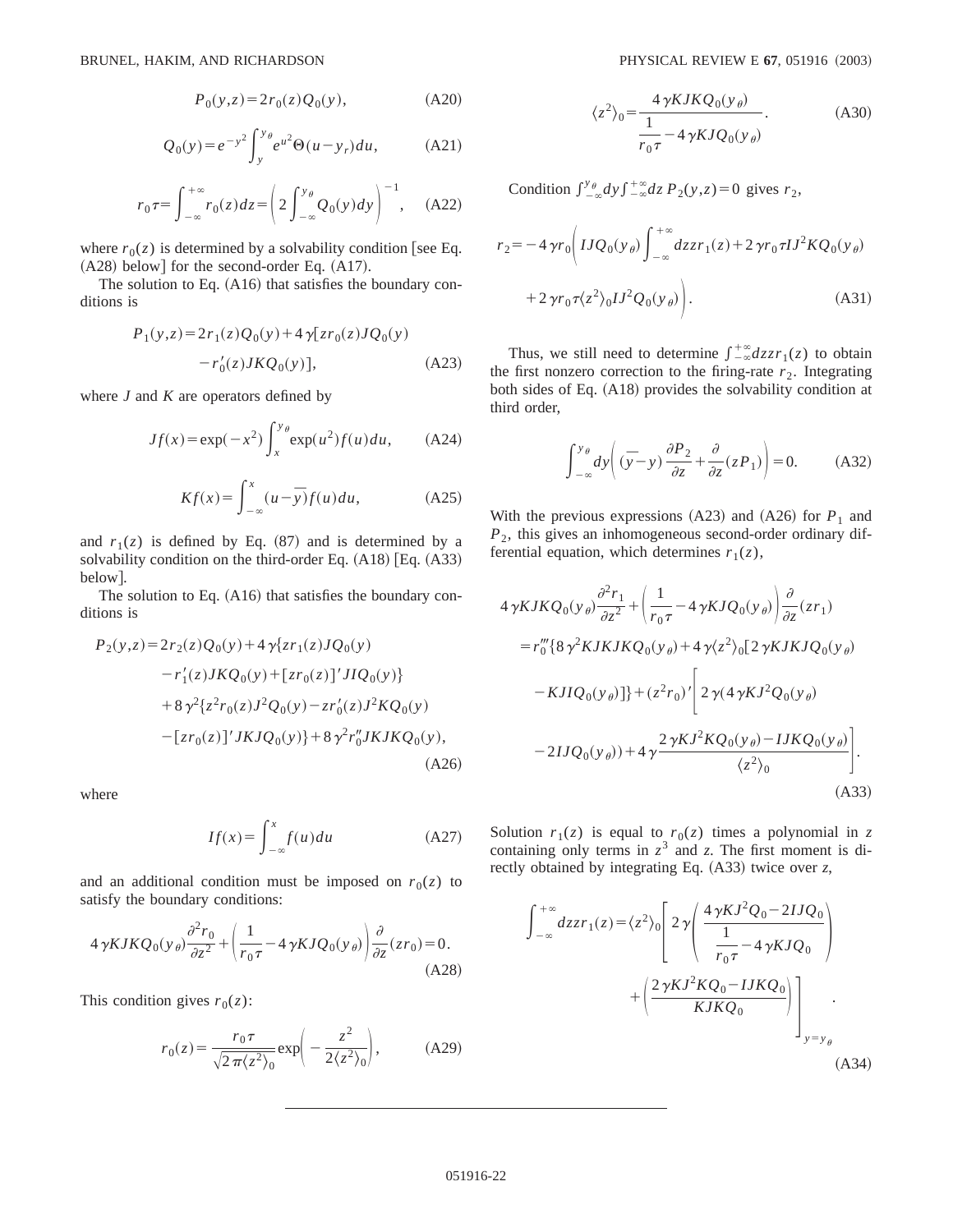$$P_0(y,z) = 2r_0(z)Q_0(y), \tag{A20}$$

$$Q_0(y) = e^{-y^2}\int_y^{y_\theta} e^{u^2}\Theta(u-y_r)du, \tag{A21}$$

$$r_0\tau = \int_{-\infty}^{+\infty} r_0(z)dz = \left(2\int_{-\infty}^{y_\theta} Q_0(y)dy\right)^{-1}, \tag{A22}$$

where $r_0(z)$ is determined by a solvability condition [see Eq. (A28) below] for the second-order Eq. (A17).

The solution to Eq. (A16) that satisfies the boundary conditions is

$$P_1(y,z) = 2r_1(z)Q_0(y) + 4\gamma[zr_0(z)JQ_0(y) - r_0'(z)JKQ_0(y)], \tag{A23}$$

where $J$ and $K$ are operators defined by

$$Jf(x) = \exp(-x^2)\int_x^{y_\theta}\exp(u^2)f(u)du, \tag{A24}$$

$$Kf(x) = \int_{-\infty}^{x}(u-\overline{y})f(u)du, \tag{A25}$$

and $r_1(z)$ is defined by Eq. (87) and is determined by a solvability condition on the third-order Eq. (A18) [Eq. (A33) below].

The solution to Eq. (A16) that satisfies the boundary conditions is

$$\begin{aligned}P_2(y,z) = {}& 2r_2(z)Q_0(y) + 4\gamma\{zr_1(z)JQ_0(y) \\ & - r_1'(z)JKQ_0(y) + [zr_0(z)]'JIQ_0(y)\} \\ & + 8\gamma^2\{z^2r_0(z)J^2Q_0(y) - zr_0'(z)J^2KQ_0(y) \\ & - [zr_0(z)]'JKJQ_0(y)\} + 8\gamma^2 r_0'' JKJKQ_0(y),\end{aligned} \tag{A26}$$

where

$$If(x) = \int_{-\infty}^{x} f(u)du \tag{A27}$$

and an additional condition must be imposed on $r_0(z)$ to satisfy the boundary conditions:

$$4\gamma KJKQ_0(y_\theta)\frac{\partial^2 r_0}{\partial z^2} + \left(\frac{1}{r_0\tau} - 4\gamma KJQ_0(y_\theta)\right)\frac{\partial}{\partial z}(zr_0) = 0. \tag{A28}$$

This condition gives $r_0(z)$:

$$r_0(z) = \frac{r_0\tau}{\sqrt{2\pi\langle z^2\rangle_0}}\exp\left(-\frac{z^2}{2\langle z^2\rangle_0}\right), \tag{A29}$$

$$\langle z^2\rangle_0 = \frac{4\gamma KJKQ_0(y_\theta)}{\dfrac{1}{r_0\tau} - 4\gamma KJQ_0(y_\theta)}. \tag{A30}$$

Condition $\int_{-\infty}^{y_\theta}dy\int_{-\infty}^{+\infty}dz\, P_2(y,z) = 0$ gives $r_2$,

$$\begin{aligned}r_2 = {}& -4\gamma r_0\Bigg(IJQ_0(y_\theta)\int_{-\infty}^{+\infty}dz\,zr_1(z) + 2\gamma r_0\tau IJ^2KQ_0(y_\theta) \\ & + 2\gamma r_0\tau\langle z^2\rangle_0 IJ^2Q_0(y_\theta)\Bigg).\end{aligned} \tag{A31}$$

Thus, we still need to determine $\int_{-\infty}^{+\infty}dz\,zr_1(z)$ to obtain the first nonzero correction to the firing-rate $r_2$. Integrating both sides of Eq. (A18) provides the solvability condition at third order,

$$\int_{-\infty}^{y_\theta}dy\left((\overline{y}-y)\frac{\partial P_2}{\partial z} + \frac{\partial}{\partial z}(zP_1)\right) = 0. \tag{A32}$$

With the previous expressions (A23) and (A26) for $P_1$ and $P_2$, this gives an inhomogeneous second-order ordinary differential equation, which determines $r_1(z)$,

$$\begin{aligned}& 4\gamma KJKQ_0(y_\theta)\frac{\partial^2 r_1}{\partial z^2} + \left(\frac{1}{r_0\tau} - 4\gamma KJQ_0(y_\theta)\right)\frac{\partial}{\partial z}(zr_1) \\ & = r_0'''\{8\gamma^2 KJKJKQ_0(y_\theta) + 4\gamma\langle z^2\rangle_0[2\gamma KJKJQ_0(y_\theta) \\ & \quad - KJIQ_0(y_\theta)]\} + (z^2r_0)'\Bigg[2\gamma(4\gamma KJ^2Q_0(y_\theta) \\ & \quad - 2IJQ_0(y_\theta)) + 4\gamma\frac{2\gamma KJ^2KQ_0(y_\theta) - IJKQ_0(y_\theta)}{\langle z^2\rangle_0}\Bigg].\end{aligned} \tag{A33}$$

Solution $r_1(z)$ is equal to $r_0(z)$ times a polynomial in $z$ containing only terms in $z^3$ and $z$. The first moment is directly obtained by integrating Eq. (A33) twice over $z$,

$$\int_{-\infty}^{+\infty}dz\,zr_1(z) = \langle z^2\rangle_0\left[2\gamma\left(\frac{4\gamma KJ^2Q_0 - 2IJQ_0}{\dfrac{1}{r_0\tau} - 4\gamma KJQ_0}\right) + \left(\frac{2\gamma KJ^2KQ_0 - IJKQ_0}{KJKQ_0}\right)\right]_{y=y_\theta}. \tag{A34}$$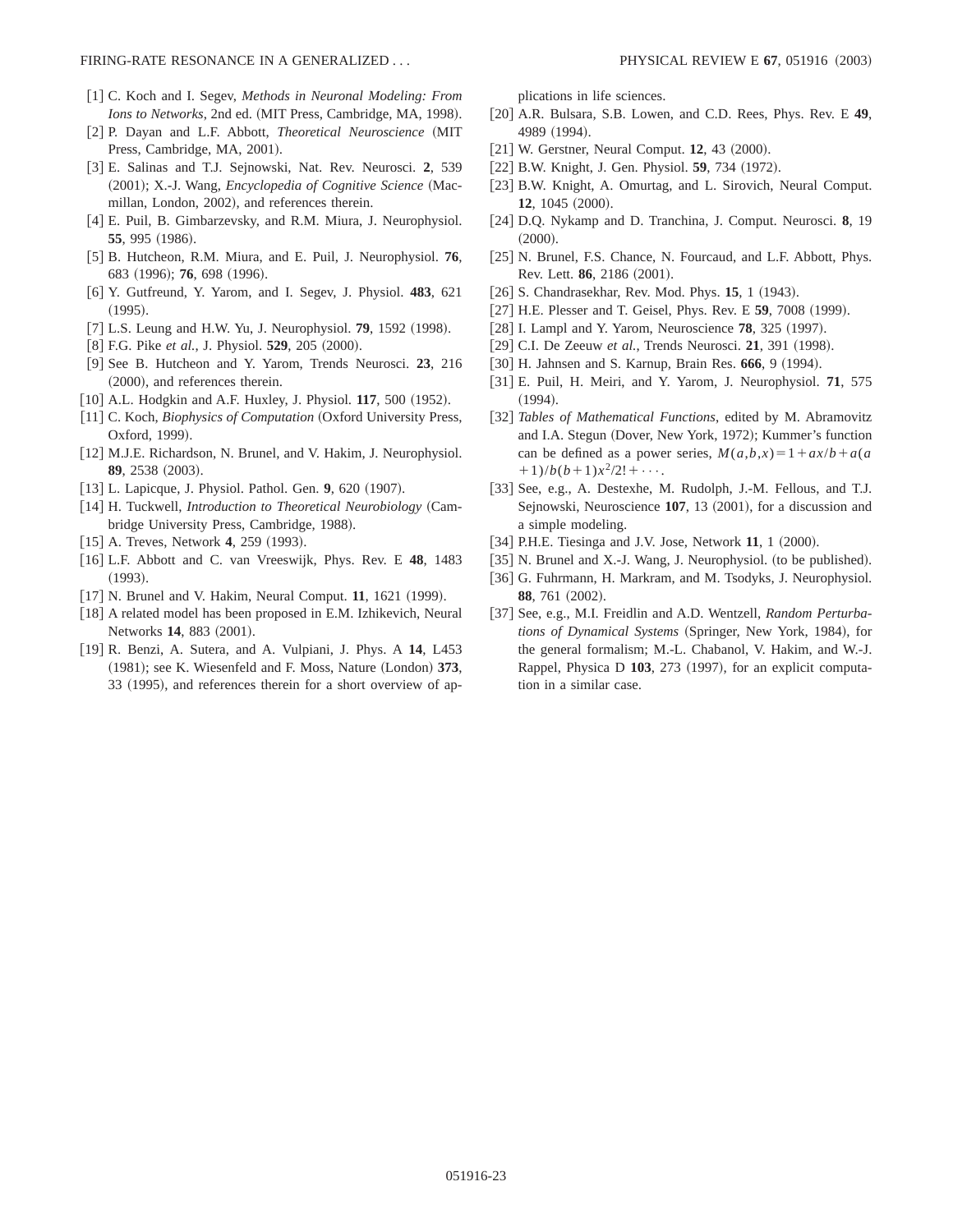[1] C. Koch and I. Segev, *Methods in Neuronal Modeling: From Ions to Networks*, 2nd ed. (MIT Press, Cambridge, MA, 1998).

[2] P. Dayan and L.F. Abbott, *Theoretical Neuroscience* (MIT Press, Cambridge, MA, 2001).

[3] E. Salinas and T.J. Sejnowski, Nat. Rev. Neurosci. **2**, 539 (2001); X.-J. Wang, *Encyclopedia of Cognitive Science* (Macmillan, London, 2002), and references therein.

[4] E. Puil, B. Gimbarzevsky, and R.M. Miura, J. Neurophysiol. **55**, 995 (1986).

[5] B. Hutcheon, R.M. Miura, and E. Puil, J. Neurophysiol. **76**, 683 (1996); **76**, 698 (1996).

[6] Y. Gutfreund, Y. Yarom, and I. Segev, J. Physiol. **483**, 621 (1995).

[7] L.S. Leung and H.W. Yu, J. Neurophysiol. **79**, 1592 (1998).

[8] F.G. Pike *et al.*, J. Physiol. **529**, 205 (2000).

[9] See B. Hutcheon and Y. Yarom, Trends Neurosci. **23**, 216 (2000), and references therein.

[10] A.L. Hodgkin and A.F. Huxley, J. Physiol. **117**, 500 (1952).

[11] C. Koch, *Biophysics of Computation* (Oxford University Press, Oxford, 1999).

[12] M.J.E. Richardson, N. Brunel, and V. Hakim, J. Neurophysiol. **89**, 2538 (2003).

[13] L. Lapicque, J. Physiol. Pathol. Gen. **9**, 620 (1907).

[14] H. Tuckwell, *Introduction to Theoretical Neurobiology* (Cambridge University Press, Cambridge, 1988).

[15] A. Treves, Network **4**, 259 (1993).

[16] L.F. Abbott and C. van Vreeswijk, Phys. Rev. E **48**, 1483 (1993).

[17] N. Brunel and V. Hakim, Neural Comput. **11**, 1621 (1999).

[18] A related model has been proposed in E.M. Izhikevich, Neural Networks **14**, 883 (2001).

[19] R. Benzi, A. Sutera, and A. Vulpiani, J. Phys. A **14**, L453 (1981); see K. Wiesenfeld and F. Moss, Nature (London) **373**, 33 (1995), and references therein for a short overview of applications in life sciences.

[20] A.R. Bulsara, S.B. Lowen, and C.D. Rees, Phys. Rev. E **49**, 4989 (1994).

[21] W. Gerstner, Neural Comput. **12**, 43 (2000).

[22] B.W. Knight, J. Gen. Physiol. **59**, 734 (1972).

[23] B.W. Knight, A. Omurtag, and L. Sirovich, Neural Comput. **12**, 1045 (2000).

[24] D.Q. Nykamp and D. Tranchina, J. Comput. Neurosci. **8**, 19 (2000).

[25] N. Brunel, F.S. Chance, N. Fourcaud, and L.F. Abbott, Phys. Rev. Lett. **86**, 2186 (2001).

[26] S. Chandrasekhar, Rev. Mod. Phys. **15**, 1 (1943).

[27] H.E. Plesser and T. Geisel, Phys. Rev. E **59**, 7008 (1999).

[28] I. Lampl and Y. Yarom, Neuroscience **78**, 325 (1997).

[29] C.I. De Zeeuw *et al.*, Trends Neurosci. **21**, 391 (1998).

[30] H. Jahnsen and S. Karnup, Brain Res. **666**, 9 (1994).

[31] E. Puil, H. Meiri, and Y. Yarom, J. Neurophysiol. **71**, 575 (1994).

[32] *Tables of Mathematical Functions*, edited by M. Abramovitz and I.A. Stegun (Dover, New York, 1972); Kummer's function can be defined as a power series, $M(a,b,x)=1+ax/b+a(a+1)/b(b+1)x^2/2!+\cdots$.

[33] See, e.g., A. Destexhe, M. Rudolph, J.-M. Fellous, and T.J. Sejnowski, Neuroscience **107**, 13 (2001), for a discussion and a simple modeling.

[34] P.H.E. Tiesinga and J.V. Jose, Network **11**, 1 (2000).

[35] N. Brunel and X.-J. Wang, J. Neurophysiol. (to be published).

[36] G. Fuhrmann, H. Markram, and M. Tsodyks, J. Neurophysiol. **88**, 761 (2002).

[37] See, e.g., M.I. Freidlin and A.D. Wentzell, *Random Perturbations of Dynamical Systems* (Springer, New York, 1984), for the general formalism; M.-L. Chabanol, V. Hakim, and W.-J. Rappel, Physica D **103**, 273 (1997), for an explicit computation in a similar case.